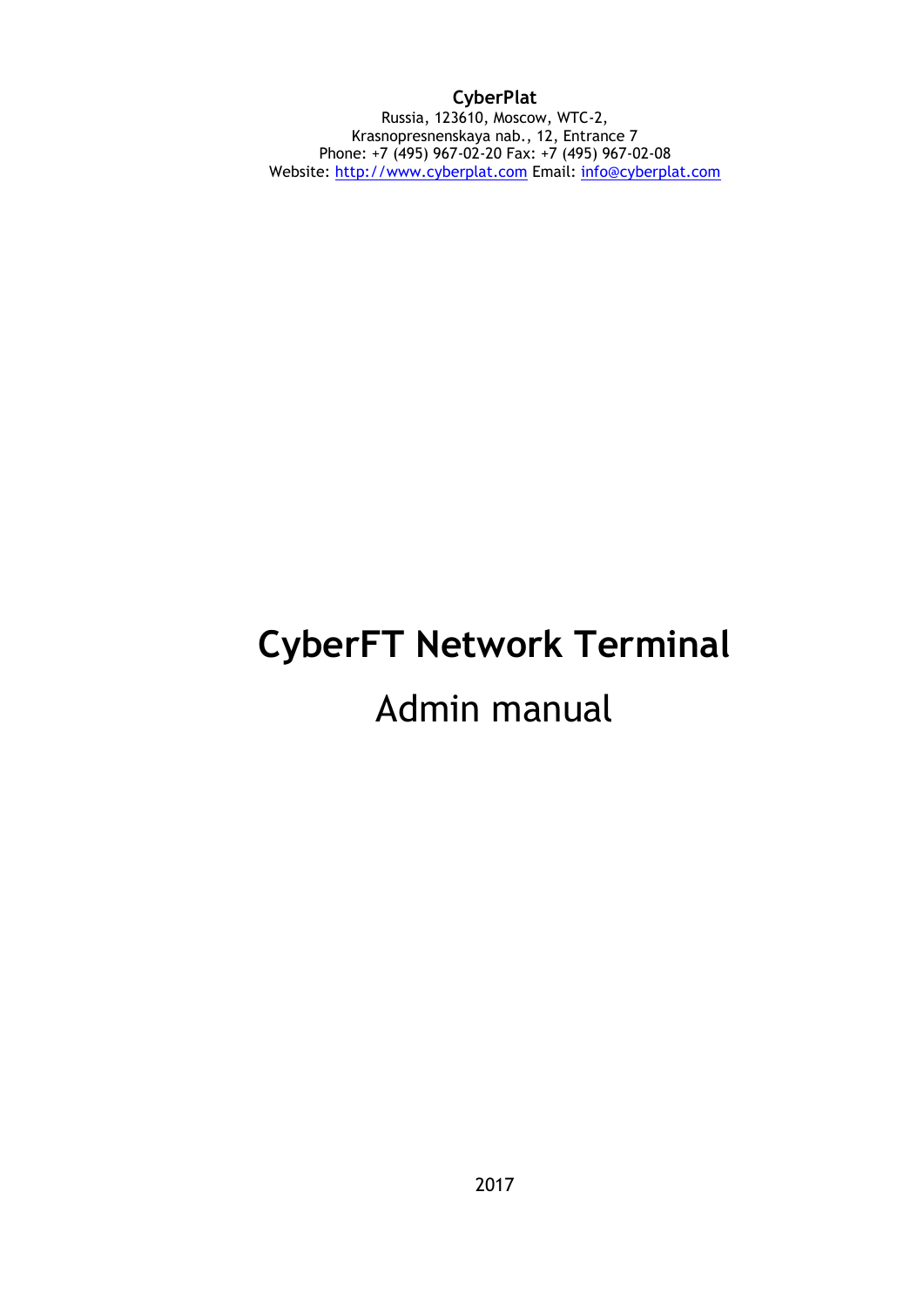**CyberPlat**
Russia, 123610, Moscow, WTC-2,
Krasnopresnenskaya nab., 12, Entrance 7
Phone: +7 (495) 967-02-20 Fax: +7 (495) 967-02-08
Website: http://www.cyberplat.com Email: info@cyberplat.com

# CyberFT Network Terminal

## Admin manual

2017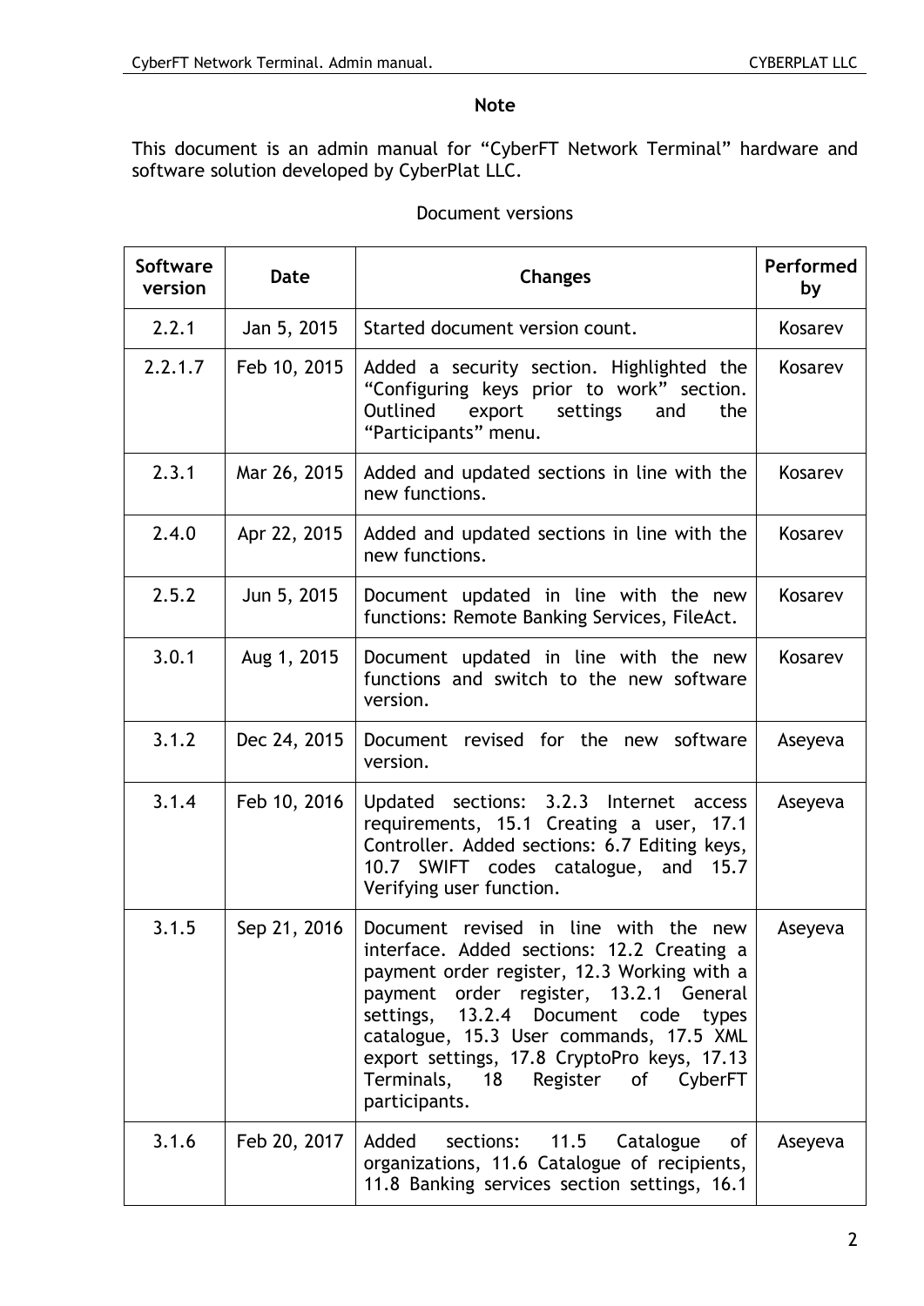**Note**

This document is an admin manual for "CyberFT Network Terminal" hardware and software solution developed by CyberPlat LLC.

Document versions

| Software version | Date | Changes | Performed by |
|---|---|---|---|
| 2.2.1 | Jan 5, 2015 | Started document version count. | Kosarev |
| 2.2.1.7 | Feb 10, 2015 | Added a security section. Highlighted the "Configuring keys prior to work" section. Outlined export settings and the "Participants" menu. | Kosarev |
| 2.3.1 | Mar 26, 2015 | Added and updated sections in line with the new functions. | Kosarev |
| 2.4.0 | Apr 22, 2015 | Added and updated sections in line with the new functions. | Kosarev |
| 2.5.2 | Jun 5, 2015 | Document updated in line with the new functions: Remote Banking Services, FileAct. | Kosarev |
| 3.0.1 | Aug 1, 2015 | Document updated in line with the new functions and switch to the new software version. | Kosarev |
| 3.1.2 | Dec 24, 2015 | Document revised for the new software version. | Aseyeva |
| 3.1.4 | Feb 10, 2016 | Updated sections: 3.2.3 Internet access requirements, 15.1 Creating a user, 17.1 Controller. Added sections: 6.7 Editing keys, 10.7 SWIFT codes catalogue, and 15.7 Verifying user function. | Aseyeva |
| 3.1.5 | Sep 21, 2016 | Document revised in line with the new interface. Added sections: 12.2 Creating a payment order register, 12.3 Working with a payment order register, 13.2.1 General settings, 13.2.4 Document code types catalogue, 15.3 User commands, 17.5 XML export settings, 17.8 CryptoPro keys, 17.13 Terminals, 18 Register of CyberFT participants. | Aseyeva |
| 3.1.6 | Feb 20, 2017 | Added sections: 11.5 Catalogue of organizations, 11.6 Catalogue of recipients, 11.8 Banking services section settings, 16.1 | Aseyeva |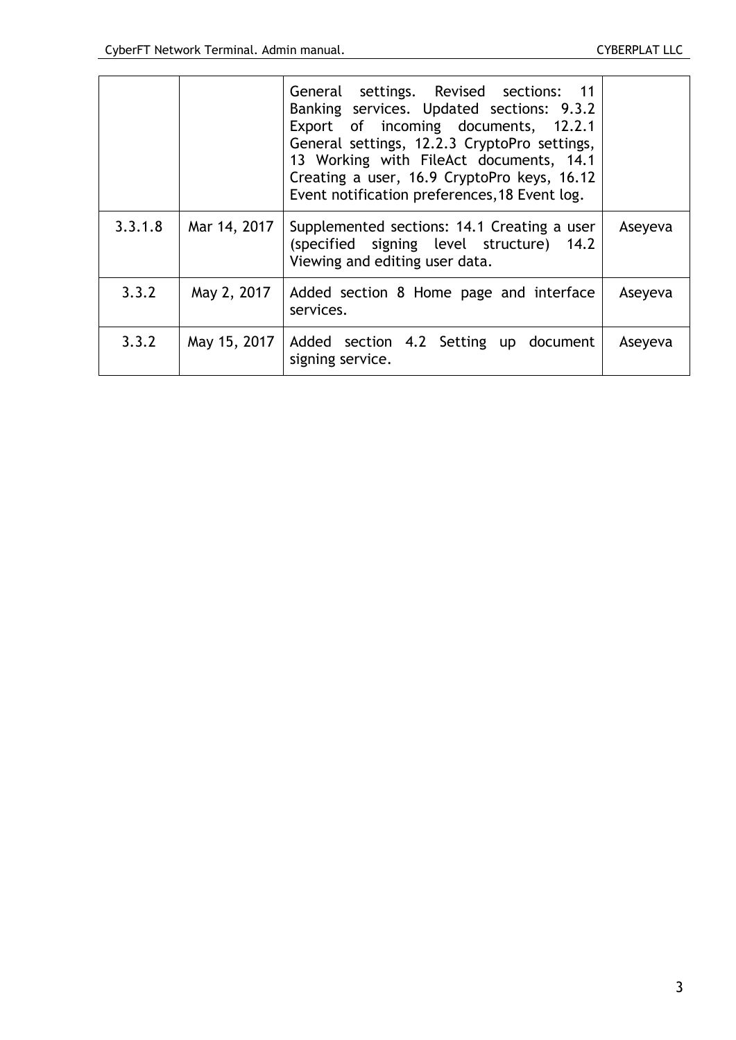|  |  | General settings. Revised sections: 11 Banking services. Updated sections: 9.3.2 Export of incoming documents, 12.2.1 General settings, 12.2.3 CryptoPro settings, 13 Working with FileAct documents, 14.1 Creating a user, 16.9 CryptoPro keys, 16.12 Event notification preferences,18 Event log. |  |
|---|---|---|---|
| 3.3.1.8 | Mar 14, 2017 | Supplemented sections: 14.1 Creating a user (specified signing level structure) 14.2 Viewing and editing user data. | Aseyeva |
| 3.3.2 | May 2, 2017 | Added section 8 Home page and interface services. | Aseyeva |
| 3.3.2 | May 15, 2017 | Added section 4.2 Setting up document signing service. | Aseyeva |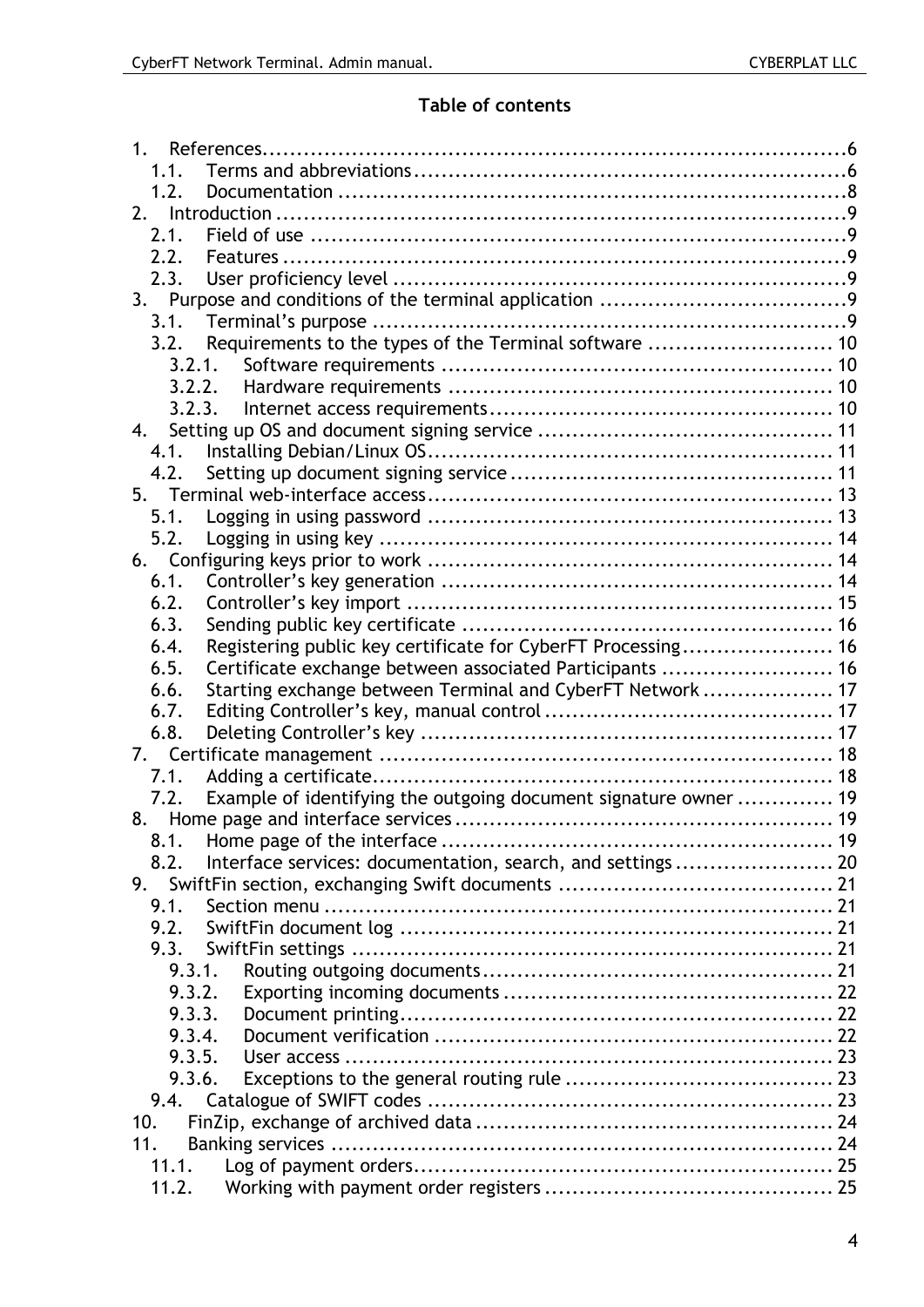**Table of contents**

1. References ........................................................................................ 6
   1.1. Terms and abbreviations ............................................................... 6
   1.2. Documentation ............................................................................ 8
2. Introduction ........................................................................................ 9
   2.1. Field of use .................................................................................. 9
   2.2. Features ....................................................................................... 9
   2.3. User proficiency level .................................................................... 9
3. Purpose and conditions of the terminal application ................................... 9
   3.1. Terminal's purpose ........................................................................ 9
   3.2. Requirements to the types of the Terminal software ........................... 10
      3.2.1. Software requirements ............................................................ 10
      3.2.2. Hardware requirements ........................................................... 10
      3.2.3. Internet access requirements .................................................... 10
4. Setting up OS and document signing service ........................................... 11
   4.1. Installing Debian/Linux OS ............................................................ 11
   4.2. Setting up document signing service ............................................... 11
5. Terminal web-interface access ............................................................. 13
   5.1. Logging in using password ............................................................ 13
   5.2. Logging in using key .................................................................... 14
6. Configuring keys prior to work ............................................................. 14
   6.1. Controller's key generation ........................................................... 14
   6.2. Controller's key import ................................................................. 15
   6.3. Sending public key certificate ....................................................... 16
   6.4. Registering public key certificate for CyberFT Processing ................... 16
   6.5. Certificate exchange between associated Participants ......................... 16
   6.6. Starting exchange between Terminal and CyberFT Network .................. 17
   6.7. Editing Controller's key, manual control .......................................... 17
   6.8. Deleting Controller's key ............................................................... 17
7. Certificate management ...................................................................... 18
   7.1. Adding a certificate ..................................................................... 18
   7.2. Example of identifying the outgoing document signature owner ............. 19
8. Home page and interface services ........................................................ 19
   8.1. Home page of the interface ........................................................... 19
   8.2. Interface services: documentation, search, and settings ...................... 20
9. SwiftFin section, exchanging Swift documents ........................................ 21
   9.1. Section menu .............................................................................. 21
   9.2. SwiftFin document log ................................................................... 21
   9.3. SwiftFin settings .......................................................................... 21
      9.3.1. Routing outgoing documents ...................................................... 21
      9.3.2. Exporting incoming documents ................................................... 22
      9.3.3. Document printing .................................................................... 22
      9.3.4. Document verification .............................................................. 22
      9.3.5. User access ............................................................................ 23
      9.3.6. Exceptions to the general routing rule ......................................... 23
   9.4. Catalogue of SWIFT codes ............................................................. 23
10. FinZip, exchange of archived data ....................................................... 24
11. Banking services ................................................................................ 24
    11.1. Log of payment orders ................................................................ 25
    11.2. Working with payment order registers ............................................ 25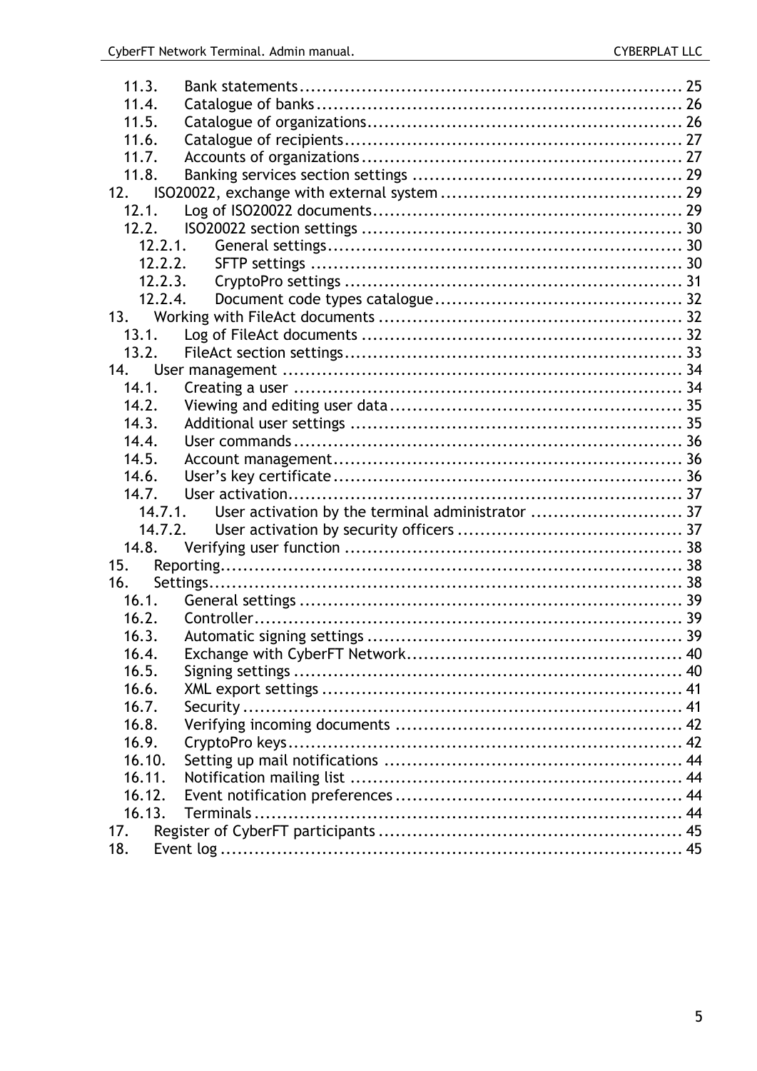11.3. Bank statements ... 25
11.4. Catalogue of banks ... 26
11.5. Catalogue of organizations ... 26
11.6. Catalogue of recipients ... 27
11.7. Accounts of organizations ... 27
11.8. Banking services section settings ... 29
12. ISO20022, exchange with external system ... 29
12.1. Log of ISO20022 documents ... 29
12.2. ISO20022 section settings ... 30
12.2.1. General settings ... 30
12.2.2. SFTP settings ... 30
12.2.3. CryptoPro settings ... 31
12.2.4. Document code types catalogue ... 32
13. Working with FileAct documents ... 32
13.1. Log of FileAct documents ... 32
13.2. FileAct section settings ... 33
14. User management ... 34
14.1. Creating a user ... 34
14.2. Viewing and editing user data ... 35
14.3. Additional user settings ... 35
14.4. User commands ... 36
14.5. Account management ... 36
14.6. User's key certificate ... 36
14.7. User activation ... 37
14.7.1. User activation by the terminal administrator ... 37
14.7.2. User activation by security officers ... 37
14.8. Verifying user function ... 38
15. Reporting ... 38
16. Settings ... 38
16.1. General settings ... 39
16.2. Controller ... 39
16.3. Automatic signing settings ... 39
16.4. Exchange with CyberFT Network ... 40
16.5. Signing settings ... 40
16.6. XML export settings ... 41
16.7. Security ... 41
16.8. Verifying incoming documents ... 42
16.9. CryptoPro keys ... 42
16.10. Setting up mail notifications ... 44
16.11. Notification mailing list ... 44
16.12. Event notification preferences ... 44
16.13. Terminals ... 44
17. Register of CyberFT participants ... 45
18. Event log ... 45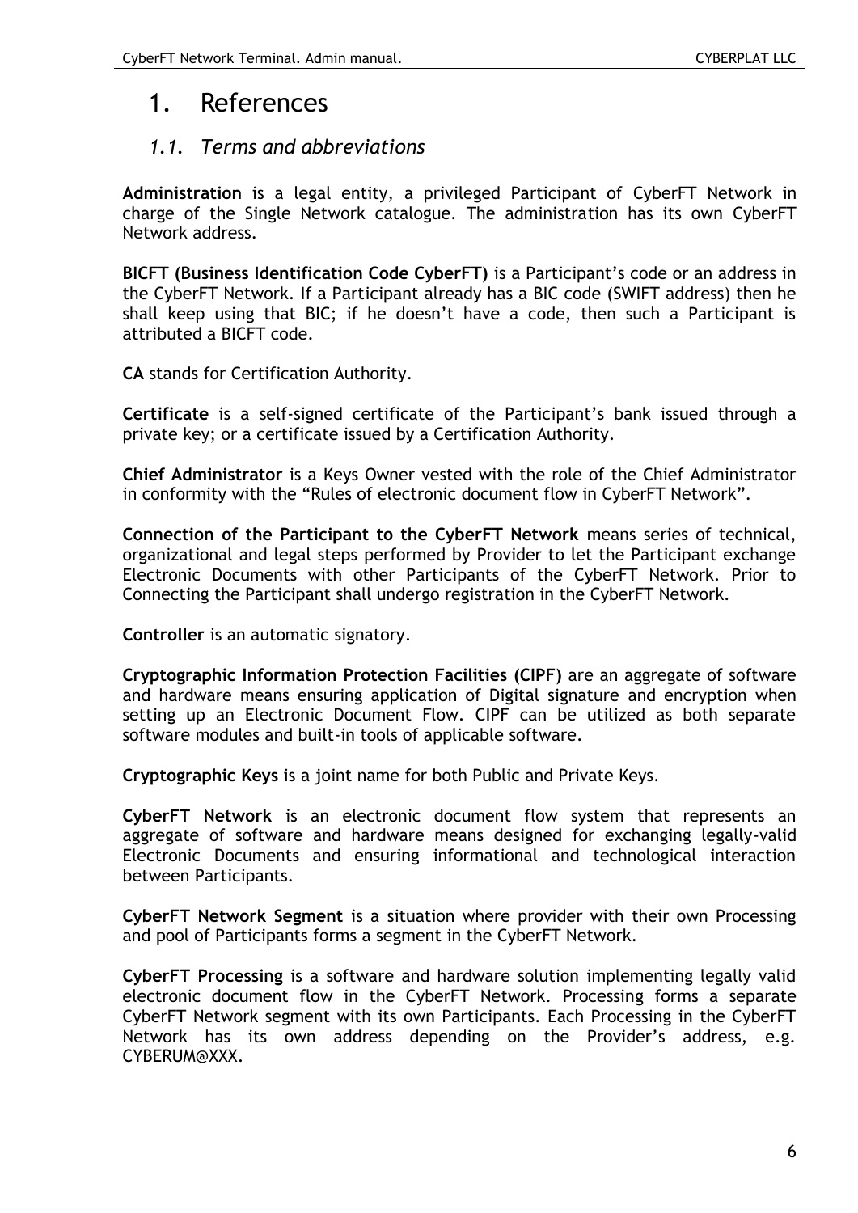# 1. References

## *1.1. Terms and abbreviations*

**Administration** is a legal entity, a privileged Participant of CyberFT Network in charge of the Single Network catalogue. The administration has its own CyberFT Network address.

**BICFT (Business Identification Code CyberFT)** is a Participant's code or an address in the CyberFT Network. If a Participant already has a BIC code (SWIFT address) then he shall keep using that BIC; if he doesn't have a code, then such a Participant is attributed a BICFT code.

**CA** stands for Certification Authority.

**Certificate** is a self-signed certificate of the Participant's bank issued through a private key; or a certificate issued by a Certification Authority.

**Chief Administrator** is a Keys Owner vested with the role of the Chief Administrator in conformity with the "Rules of electronic document flow in CyberFT Network".

**Connection of the Participant to the CyberFT Network** means series of technical, organizational and legal steps performed by Provider to let the Participant exchange Electronic Documents with other Participants of the CyberFT Network. Prior to Connecting the Participant shall undergo registration in the CyberFT Network.

**Controller** is an automatic signatory.

**Cryptographic Information Protection Facilities (CIPF)** are an aggregate of software and hardware means ensuring application of Digital signature and encryption when setting up an Electronic Document Flow. CIPF can be utilized as both separate software modules and built-in tools of applicable software.

**Cryptographic Keys** is a joint name for both Public and Private Keys.

**CyberFT Network** is an electronic document flow system that represents an aggregate of software and hardware means designed for exchanging legally-valid Electronic Documents and ensuring informational and technological interaction between Participants.

**CyberFT Network Segment** is a situation where provider with their own Processing and pool of Participants forms a segment in the CyberFT Network.

**CyberFT Processing** is a software and hardware solution implementing legally valid electronic document flow in the CyberFT Network. Processing forms a separate CyberFT Network segment with its own Participants. Each Processing in the CyberFT Network has its own address depending on the Provider's address, e.g. CYBERUM@XXX.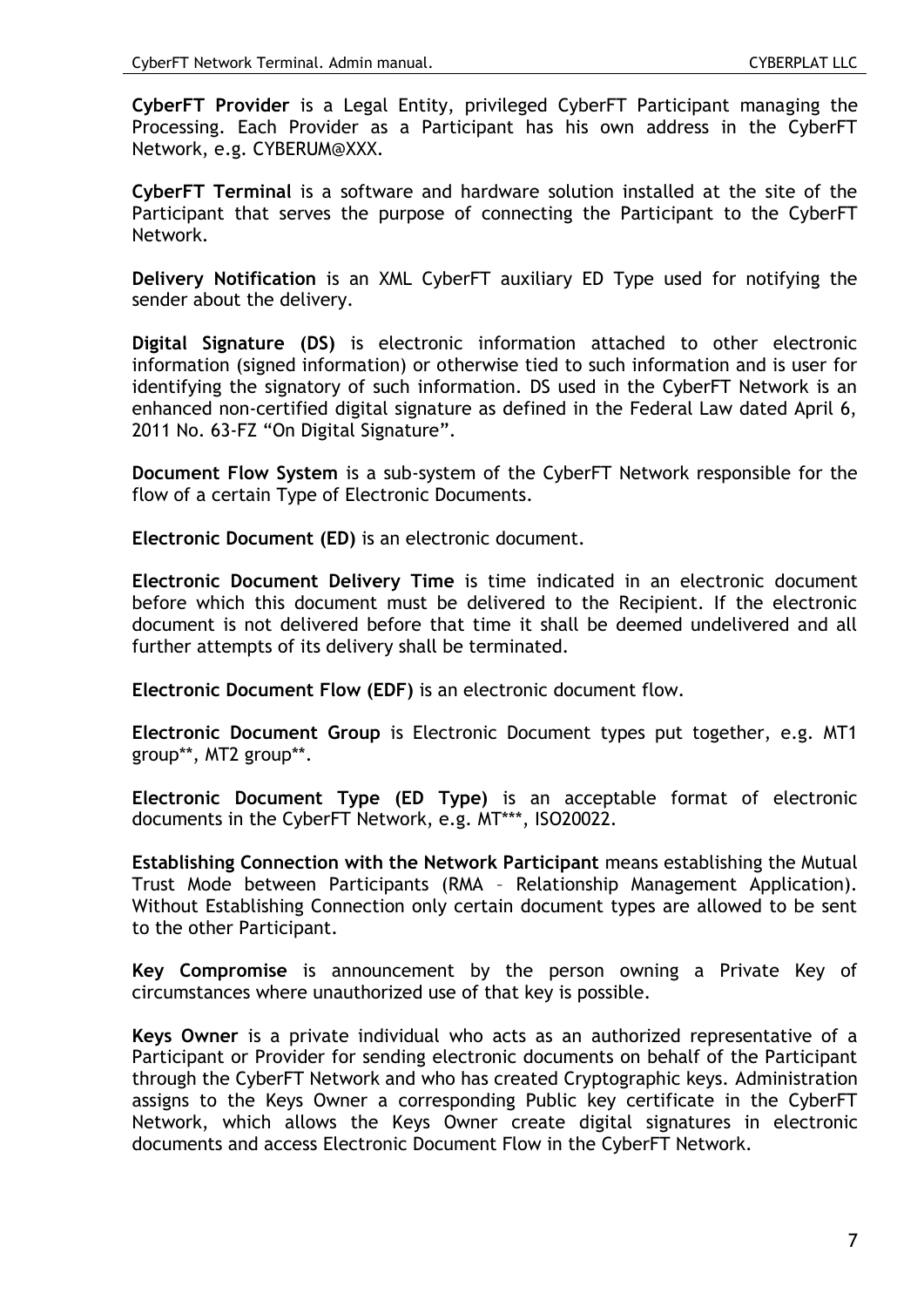**CyberFT Provider** is a Legal Entity, privileged CyberFT Participant managing the Processing. Each Provider as a Participant has his own address in the CyberFT Network, e.g. CYBERUM@XXX.

**CyberFT Terminal** is a software and hardware solution installed at the site of the Participant that serves the purpose of connecting the Participant to the CyberFT Network.

**Delivery Notification** is an XML CyberFT auxiliary ED Type used for notifying the sender about the delivery.

**Digital Signature (DS)** is electronic information attached to other electronic information (signed information) or otherwise tied to such information and is user for identifying the signatory of such information. DS used in the CyberFT Network is an enhanced non-certified digital signature as defined in the Federal Law dated April 6, 2011 No. 63-FZ "On Digital Signature".

**Document Flow System** is a sub-system of the CyberFT Network responsible for the flow of a certain Type of Electronic Documents.

**Electronic Document (ED)** is an electronic document.

**Electronic Document Delivery Time** is time indicated in an electronic document before which this document must be delivered to the Recipient. If the electronic document is not delivered before that time it shall be deemed undelivered and all further attempts of its delivery shall be terminated.

**Electronic Document Flow (EDF)** is an electronic document flow.

**Electronic Document Group** is Electronic Document types put together, e.g. MT1 group**, MT2 group**.

**Electronic Document Type (ED Type)** is an acceptable format of electronic documents in the CyberFT Network, e.g. MT***, ISO20022.

**Establishing Connection with the Network Participant** means establishing the Mutual Trust Mode between Participants (RMA – Relationship Management Application). Without Establishing Connection only certain document types are allowed to be sent to the other Participant.

**Key Compromise** is announcement by the person owning a Private Key of circumstances where unauthorized use of that key is possible.

**Keys Owner** is a private individual who acts as an authorized representative of a Participant or Provider for sending electronic documents on behalf of the Participant through the CyberFT Network and who has created Cryptographic keys. Administration assigns to the Keys Owner a corresponding Public key certificate in the CyberFT Network, which allows the Keys Owner create digital signatures in electronic documents and access Electronic Document Flow in the CyberFT Network.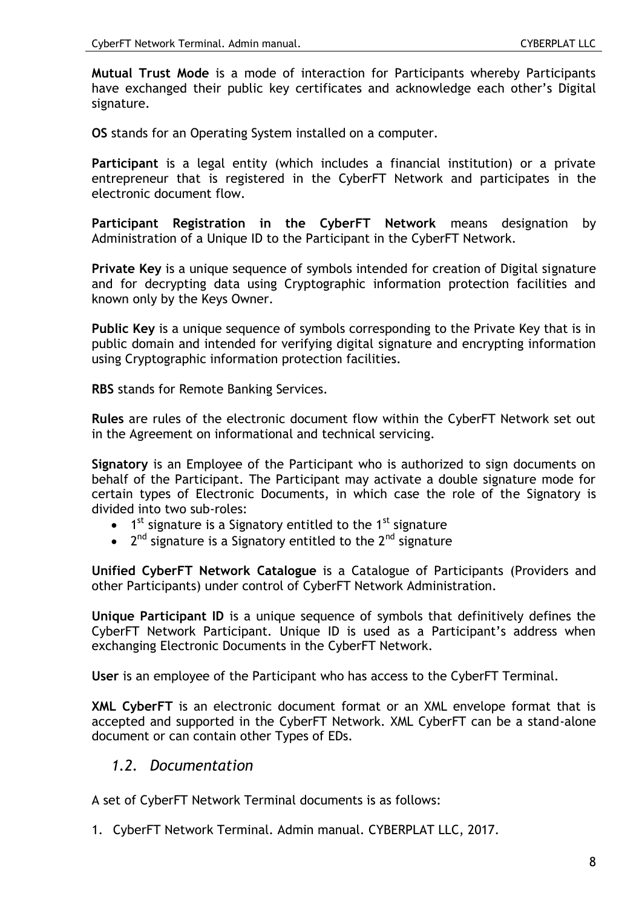**Mutual Trust Mode** is a mode of interaction for Participants whereby Participants have exchanged their public key certificates and acknowledge each other's Digital signature.

**OS** stands for an Operating System installed on a computer.

**Participant** is a legal entity (which includes a financial institution) or a private entrepreneur that is registered in the CyberFT Network and participates in the electronic document flow.

**Participant Registration in the CyberFT Network** means designation by Administration of a Unique ID to the Participant in the CyberFT Network.

**Private Key** is a unique sequence of symbols intended for creation of Digital signature and for decrypting data using Cryptographic information protection facilities and known only by the Keys Owner.

**Public Key** is a unique sequence of symbols corresponding to the Private Key that is in public domain and intended for verifying digital signature and encrypting information using Cryptographic information protection facilities.

**RBS** stands for Remote Banking Services.

**Rules** are rules of the electronic document flow within the CyberFT Network set out in the Agreement on informational and technical servicing.

**Signatory** is an Employee of the Participant who is authorized to sign documents on behalf of the Participant. The Participant may activate a double signature mode for certain types of Electronic Documents, in which case the role of the Signatory is divided into two sub-roles:

- 1st signature is a Signatory entitled to the 1st signature
- 2nd signature is a Signatory entitled to the 2nd signature

**Unified CyberFT Network Catalogue** is a Catalogue of Participants (Providers and other Participants) under control of CyberFT Network Administration.

**Unique Participant ID** is a unique sequence of symbols that definitively defines the CyberFT Network Participant. Unique ID is used as a Participant's address when exchanging Electronic Documents in the CyberFT Network.

**User** is an employee of the Participant who has access to the CyberFT Terminal.

**XML CyberFT** is an electronic document format or an XML envelope format that is accepted and supported in the CyberFT Network. XML CyberFT can be a stand-alone document or can contain other Types of EDs.

## *1.2. Documentation*

A set of CyberFT Network Terminal documents is as follows:

1. CyberFT Network Terminal. Admin manual. CYBERPLAT LLC, 2017.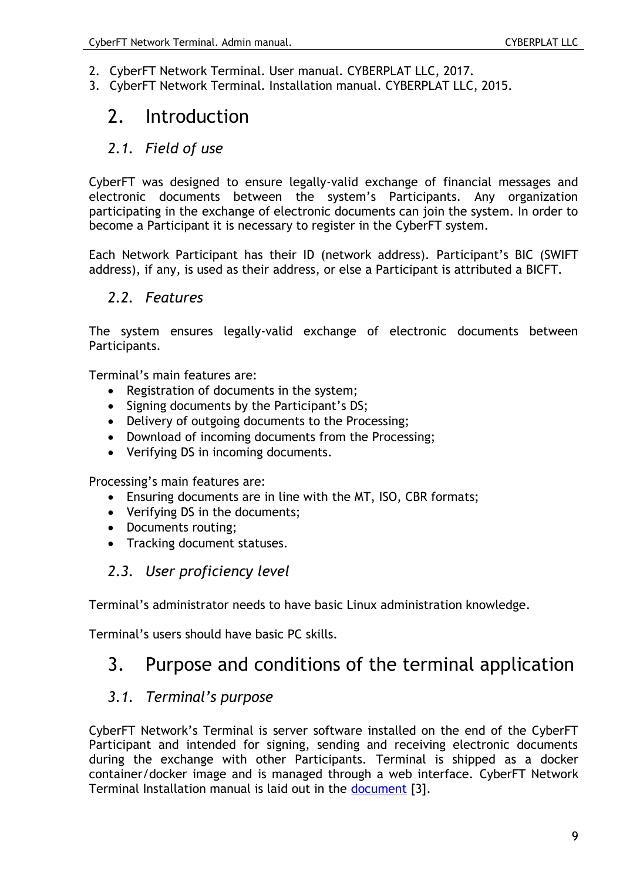2. CyberFT Network Terminal. User manual. CYBERPLAT LLC, 2017.
3. CyberFT Network Terminal. Installation manual. CYBERPLAT LLC, 2015.

# 2. Introduction

## *2.1. Field of use*

CyberFT was designed to ensure legally-valid exchange of financial messages and electronic documents between the system's Participants. Any organization participating in the exchange of electronic documents can join the system. In order to become a Participant it is necessary to register in the CyberFT system.

Each Network Participant has their ID (network address). Participant's BIC (SWIFT address), if any, is used as their address, or else a Participant is attributed a BICFT.

## *2.2. Features*

The system ensures legally-valid exchange of electronic documents between Participants.

Terminal's main features are:

- Registration of documents in the system;
- Signing documents by the Participant's DS;
- Delivery of outgoing documents to the Processing;
- Download of incoming documents from the Processing;
- Verifying DS in incoming documents.

Processing's main features are:

- Ensuring documents are in line with the MT, ISO, CBR formats;
- Verifying DS in the documents;
- Documents routing;
- Tracking document statuses.

## *2.3. User proficiency level*

Terminal's administrator needs to have basic Linux administration knowledge.

Terminal's users should have basic PC skills.

# 3. Purpose and conditions of the terminal application

## *3.1. Terminal's purpose*

CyberFT Network's Terminal is server software installed on the end of the CyberFT Participant and intended for signing, sending and receiving electronic documents during the exchange with other Participants. Terminal is shipped as a docker container/docker image and is managed through a web interface. CyberFT Network Terminal Installation manual is laid out in the document [3].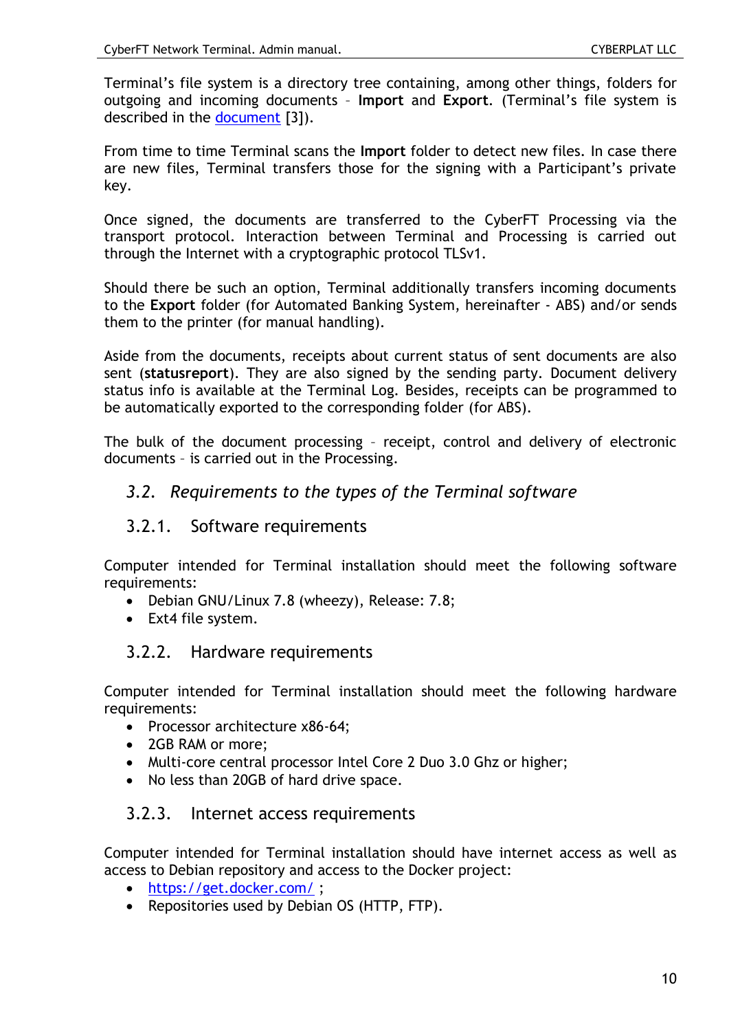Terminal's file system is a directory tree containing, among other things, folders for outgoing and incoming documents – **Import** and **Export**. (Terminal's file system is described in the document [3]).

From time to time Terminal scans the **Import** folder to detect new files. In case there are new files, Terminal transfers those for the signing with a Participant's private key.

Once signed, the documents are transferred to the CyberFT Processing via the transport protocol. Interaction between Terminal and Processing is carried out through the Internet with a cryptographic protocol TLSv1.

Should there be such an option, Terminal additionally transfers incoming documents to the **Export** folder (for Automated Banking System, hereinafter - ABS) and/or sends them to the printer (for manual handling).

Aside from the documents, receipts about current status of sent documents are also sent (**statusreport**). They are also signed by the sending party. Document delivery status info is available at the Terminal Log. Besides, receipts can be programmed to be automatically exported to the corresponding folder (for ABS).

The bulk of the document processing – receipt, control and delivery of electronic documents – is carried out in the Processing.

## *3.2. Requirements to the types of the Terminal software*

### 3.2.1. Software requirements

Computer intended for Terminal installation should meet the following software requirements:

- Debian GNU/Linux 7.8 (wheezy), Release: 7.8;
- Ext4 file system.

### 3.2.2. Hardware requirements

Computer intended for Terminal installation should meet the following hardware requirements:

- Processor architecture x86-64;
- 2GB RAM or more;
- Multi-core central processor Intel Core 2 Duo 3.0 Ghz or higher;
- No less than 20GB of hard drive space.

### 3.2.3. Internet access requirements

Computer intended for Terminal installation should have internet access as well as access to Debian repository and access to the Docker project:

- https://get.docker.com/ ;
- Repositories used by Debian OS (HTTP, FTP).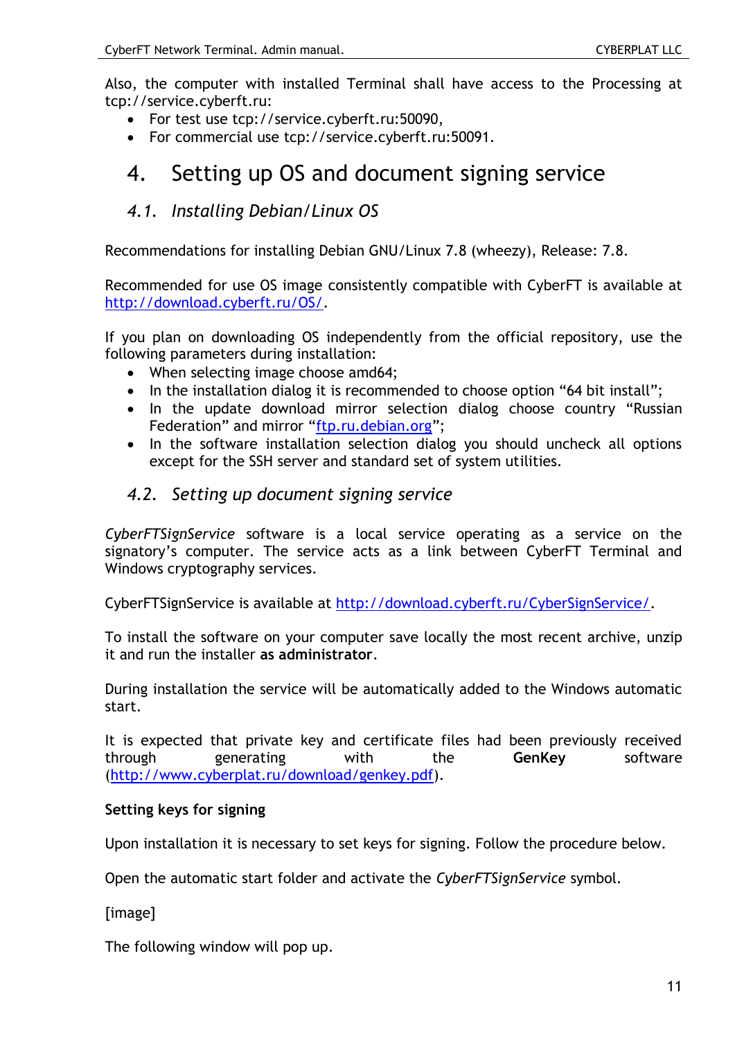Also, the computer with installed Terminal shall have access to the Processing at tcp://service.cyberft.ru:

- For test use tcp://service.cyberft.ru:50090,
- For commercial use tcp://service.cyberft.ru:50091.

# 4. Setting up OS and document signing service

## *4.1. Installing Debian/Linux OS*

Recommendations for installing Debian GNU/Linux 7.8 (wheezy), Release: 7.8.

Recommended for use OS image consistently compatible with CyberFT is available at [http://download.cyberft.ru/OS/](http://download.cyberft.ru/OS/).

If you plan on downloading OS independently from the official repository, use the following parameters during installation:

- When selecting image choose amd64;
- In the installation dialog it is recommended to choose option “64 bit install”;
- In the update download mirror selection dialog choose country “Russian Federation” and mirror “[ftp.ru.debian.org](ftp.ru.debian.org)”;
- In the software installation selection dialog you should uncheck all options except for the SSH server and standard set of system utilities.

## *4.2. Setting up document signing service*

*CyberFTSignService* software is a local service operating as a service on the signatory’s computer. The service acts as a link between CyberFT Terminal and Windows cryptography services.

CyberFTSignService is available at [http://download.cyberft.ru/CyberSignService/](http://download.cyberft.ru/CyberSignService/).

To install the software on your computer save locally the most recent archive, unzip it and run the installer **as administrator**.

During installation the service will be automatically added to the Windows automatic start.

It is expected that private key and certificate files had been previously received through generating with the **GenKey** software ([http://www.cyberplat.ru/download/genkey.pdf](http://www.cyberplat.ru/download/genkey.pdf)).

**Setting keys for signing**

Upon installation it is necessary to set keys for signing. Follow the procedure below.

Open the automatic start folder and activate the *CyberFTSignService* symbol.

[image]

The following window will pop up.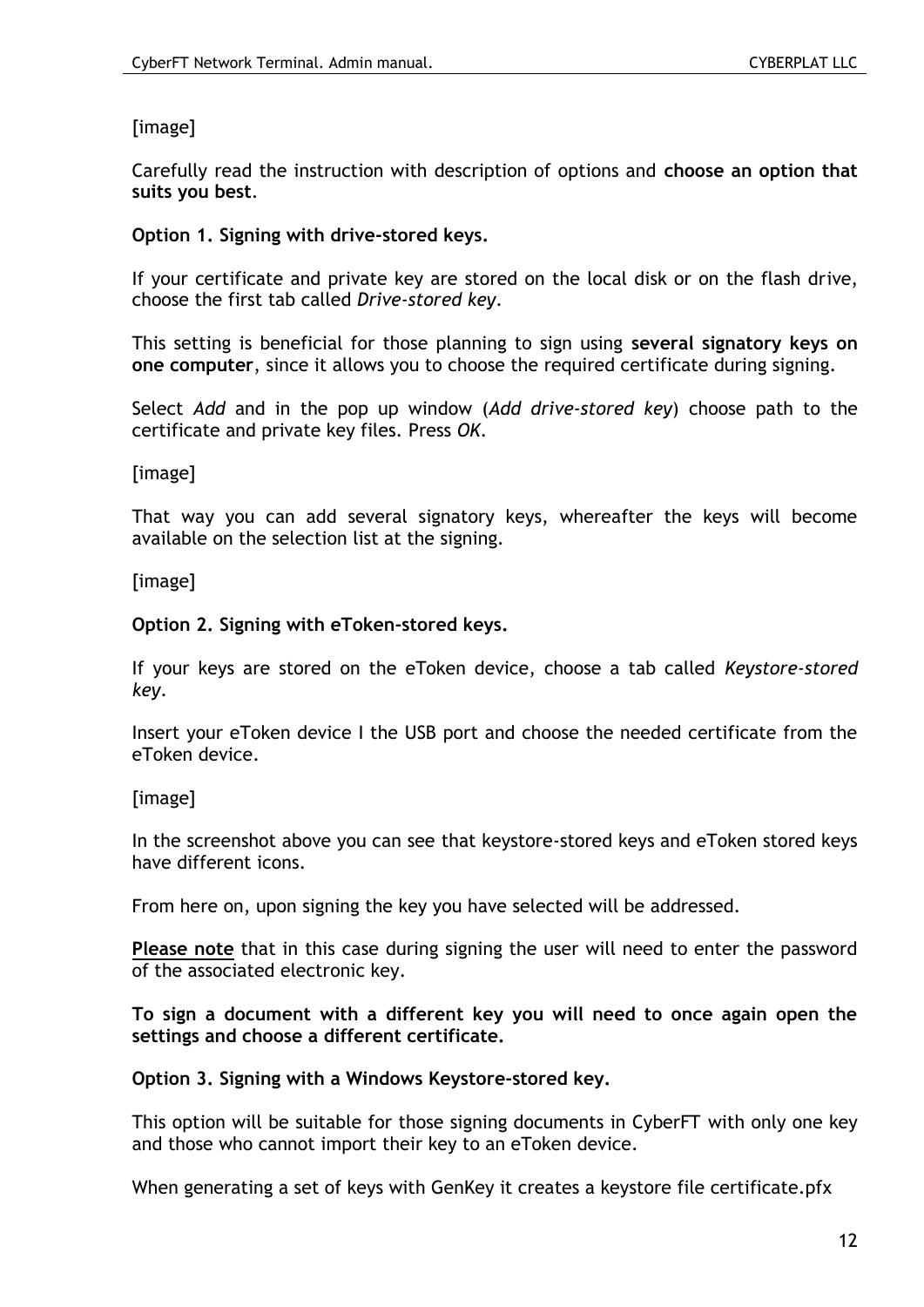[image]

Carefully read the instruction with description of options and **choose an option that suits you best**.

**Option 1. Signing with drive-stored keys.**

If your certificate and private key are stored on the local disk or on the flash drive, choose the first tab called *Drive-stored key*.

This setting is beneficial for those planning to sign using **several signatory keys on one computer**, since it allows you to choose the required certificate during signing.

Select *Add* and in the pop up window (*Add drive-stored key*) choose path to the certificate and private key files. Press *OK*.

[image]

That way you can add several signatory keys, whereafter the keys will become available on the selection list at the signing.

[image]

**Option 2. Signing with eToken-stored keys.**

If your keys are stored on the eToken device, choose a tab called *Keystore-stored key*.

Insert your eToken device I the USB port and choose the needed certificate from the eToken device.

[image]

In the screenshot above you can see that keystore-stored keys and eToken stored keys have different icons.

From here on, upon signing the key you have selected will be addressed.

**Please note** that in this case during signing the user will need to enter the password of the associated electronic key.

**To sign a document with a different key you will need to once again open the settings and choose a different certificate.**

**Option 3. Signing with a Windows Keystore-stored key.**

This option will be suitable for those signing documents in CyberFT with only one key and those who cannot import their key to an eToken device.

When generating a set of keys with GenKey it creates a keystore file certificate.pfx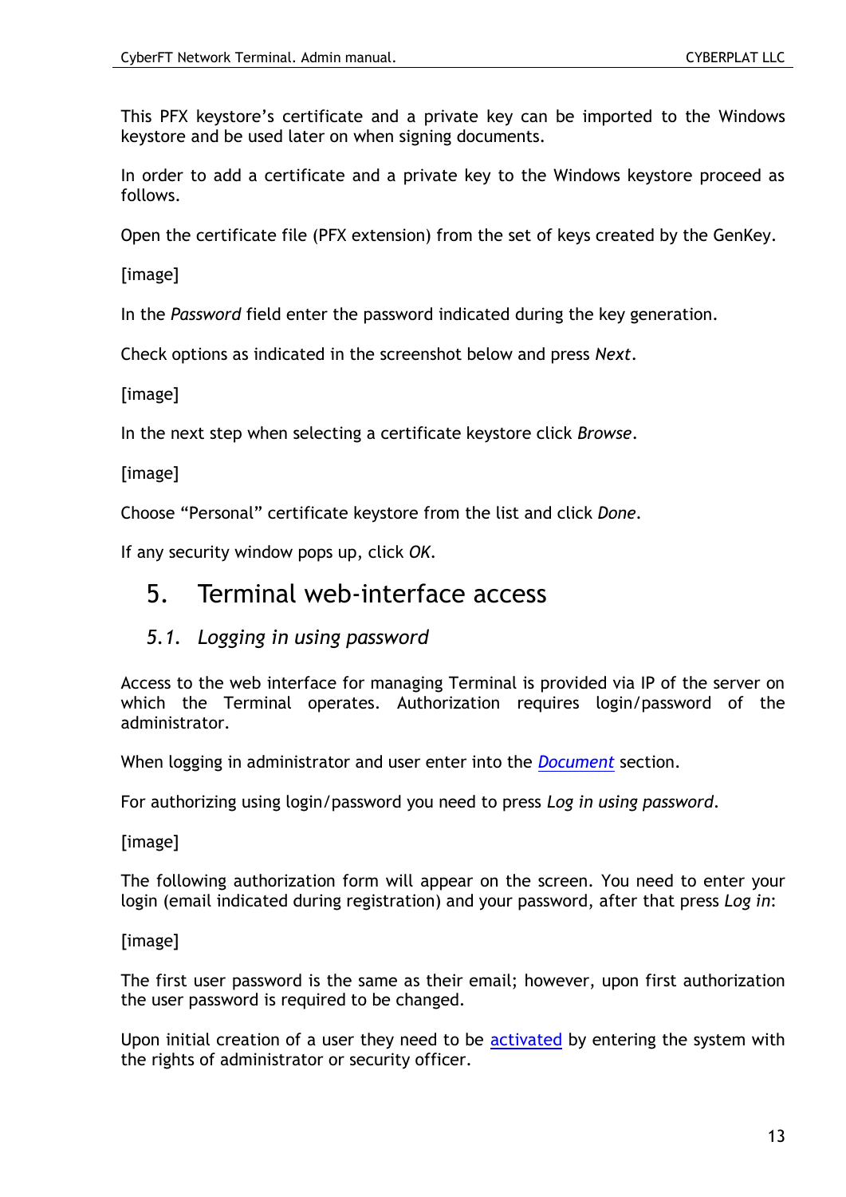This PFX keystore's certificate and a private key can be imported to the Windows keystore and be used later on when signing documents.

In order to add a certificate and a private key to the Windows keystore proceed as follows.

Open the certificate file (PFX extension) from the set of keys created by the GenKey.

[image]

In the *Password* field enter the password indicated during the key generation.

Check options as indicated in the screenshot below and press *Next*.

[image]

In the next step when selecting a certificate keystore click *Browse*.

[image]

Choose "Personal" certificate keystore from the list and click *Done*.

If any security window pops up, click *OK*.

# 5. Terminal web-interface access

## *5.1. Logging in using password*

Access to the web interface for managing Terminal is provided via IP of the server on which the Terminal operates. Authorization requires login/password of the administrator.

When logging in administrator and user enter into the *Document* section.

For authorizing using login/password you need to press *Log in using password*.

[image]

The following authorization form will appear on the screen. You need to enter your login (email indicated during registration) and your password, after that press *Log in*:

[image]

The first user password is the same as their email; however, upon first authorization the user password is required to be changed.

Upon initial creation of a user they need to be activated by entering the system with the rights of administrator or security officer.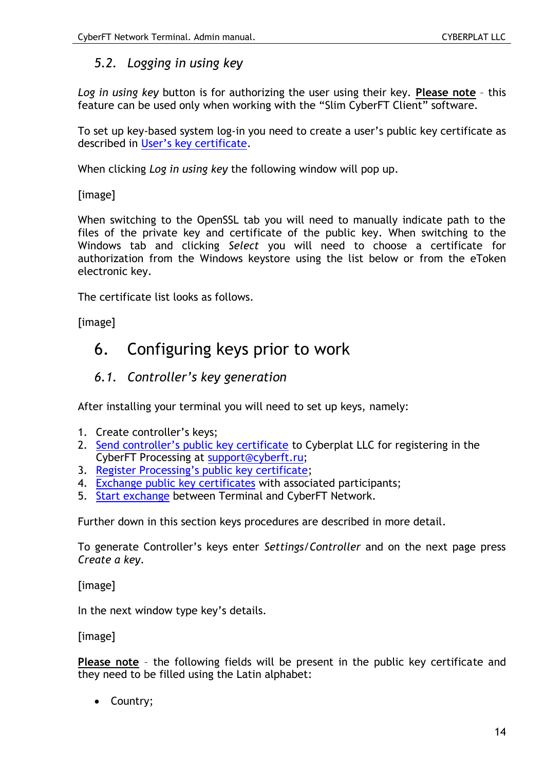## 5.2. *Logging in using key*

*Log in using key* button is for authorizing the user using their key. **Please note** – this feature can be used only when working with the “Slim CyberFT Client” software.

To set up key-based system log-in you need to create a user’s public key certificate as described in User’s key certificate.

When clicking *Log in using key* the following window will pop up.

[image]

When switching to the OpenSSL tab you will need to manually indicate path to the files of the private key and certificate of the public key. When switching to the Windows tab and clicking *Select* you will need to choose a certificate for authorization from the Windows keystore using the list below or from the eToken electronic key.

The certificate list looks as follows.

[image]

# 6. Configuring keys prior to work

## 6.1. *Controller’s key generation*

After installing your terminal you will need to set up keys, namely:

1. Create controller’s keys;
2. Send controller’s public key certificate to Cyberplat LLC for registering in the CyberFT Processing at support@cyberft.ru;
3. Register Processing’s public key certificate;
4. Exchange public key certificates with associated participants;
5. Start exchange between Terminal and CyberFT Network.

Further down in this section keys procedures are described in more detail.

To generate Controller’s keys enter *Settings/Controller* and on the next page press *Create a key*.

[image]

In the next window type key’s details.

[image]

**Please note** – the following fields will be present in the public key certificate and they need to be filled using the Latin alphabet:

- Country;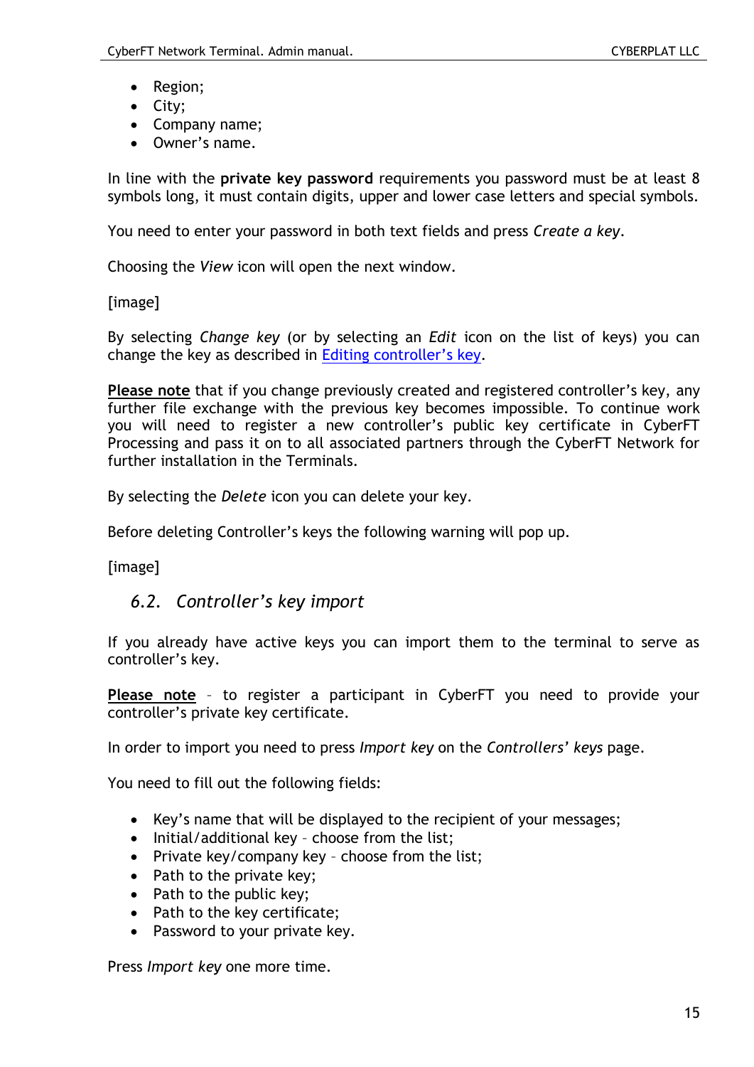- Region;
- City;
- Company name;
- Owner's name.

In line with the **private key password** requirements you password must be at least 8 symbols long, it must contain digits, upper and lower case letters and special symbols.

You need to enter your password in both text fields and press *Create a key*.

Choosing the *View* icon will open the next window.

[image]

By selecting *Change key* (or by selecting an *Edit* icon on the list of keys) you can change the key as described in [Editing controller's key](#).

**Please note** that if you change previously created and registered controller's key, any further file exchange with the previous key becomes impossible. To continue work you will need to register a new controller's public key certificate in CyberFT Processing and pass it on to all associated partners through the CyberFT Network for further installation in the Terminals.

By selecting the *Delete* icon you can delete your key.

Before deleting Controller's keys the following warning will pop up.

[image]

## *6.2. Controller's key import*

If you already have active keys you can import them to the terminal to serve as controller's key.

**Please note** – to register a participant in CyberFT you need to provide your controller's private key certificate.

In order to import you need to press *Import key* on the *Controllers' keys* page.

You need to fill out the following fields:

- Key's name that will be displayed to the recipient of your messages;
- Initial/additional key – choose from the list;
- Private key/company key – choose from the list;
- Path to the private key;
- Path to the public key;
- Path to the key certificate;
- Password to your private key.

Press *Import key* one more time.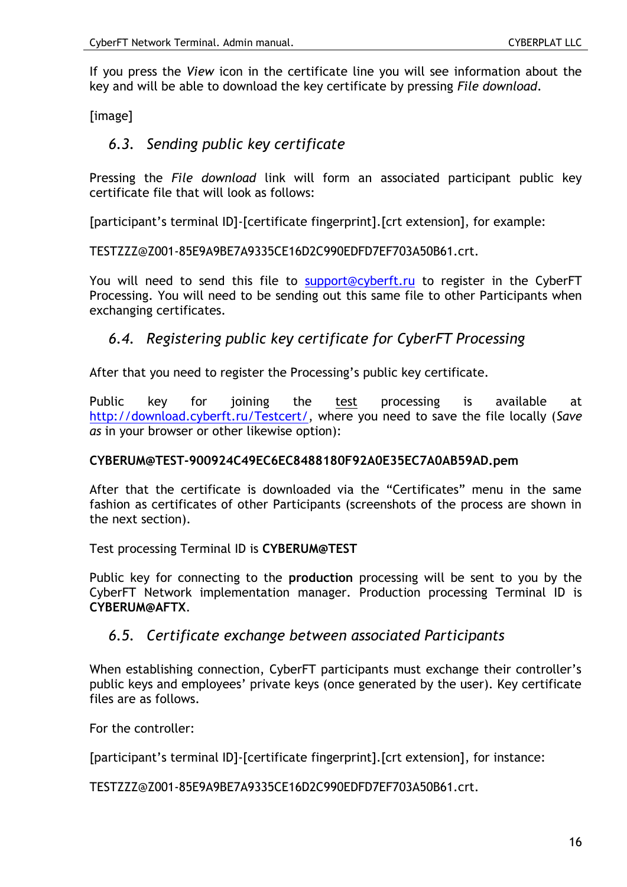If you press the *View* icon in the certificate line you will see information about the key and will be able to download the key certificate by pressing *File download*.

[image]

## *6.3. Sending public key certificate*

Pressing the *File download* link will form an associated participant public key certificate file that will look as follows:

[participant's terminal ID]-[certificate fingerprint].[crt extension], for example:

TESTZZZ@Z001-85E9A9BE7A9335CE16D2C990EDFD7EF703A50B61.crt.

You will need to send this file to [support@cyberft.ru](mailto:support@cyberft.ru) to register in the CyberFT Processing. You will need to be sending out this same file to other Participants when exchanging certificates.

## *6.4. Registering public key certificate for CyberFT Processing*

After that you need to register the Processing's public key certificate.

Public key for joining the test processing is available at [http://download.cyberft.ru/Testcert/](http://download.cyberft.ru/Testcert/), where you need to save the file locally (*Save as* in your browser or other likewise option):

**CYBERUM@TEST-900924C49EC6EC8488180F92A0E35EC7A0AB59AD.pem**

After that the certificate is downloaded via the "Certificates" menu in the same fashion as certificates of other Participants (screenshots of the process are shown in the next section).

Test processing Terminal ID is **CYBERUM@TEST**

Public key for connecting to the **production** processing will be sent to you by the CyberFT Network implementation manager. Production processing Terminal ID is **CYBERUM@AFTX**.

## *6.5. Certificate exchange between associated Participants*

When establishing connection, CyberFT participants must exchange their controller's public keys and employees' private keys (once generated by the user). Key certificate files are as follows.

For the controller:

[participant's terminal ID]-[certificate fingerprint].[crt extension], for instance:

TESTZZZ@Z001-85E9A9BE7A9335CE16D2C990EDFD7EF703A50B61.crt.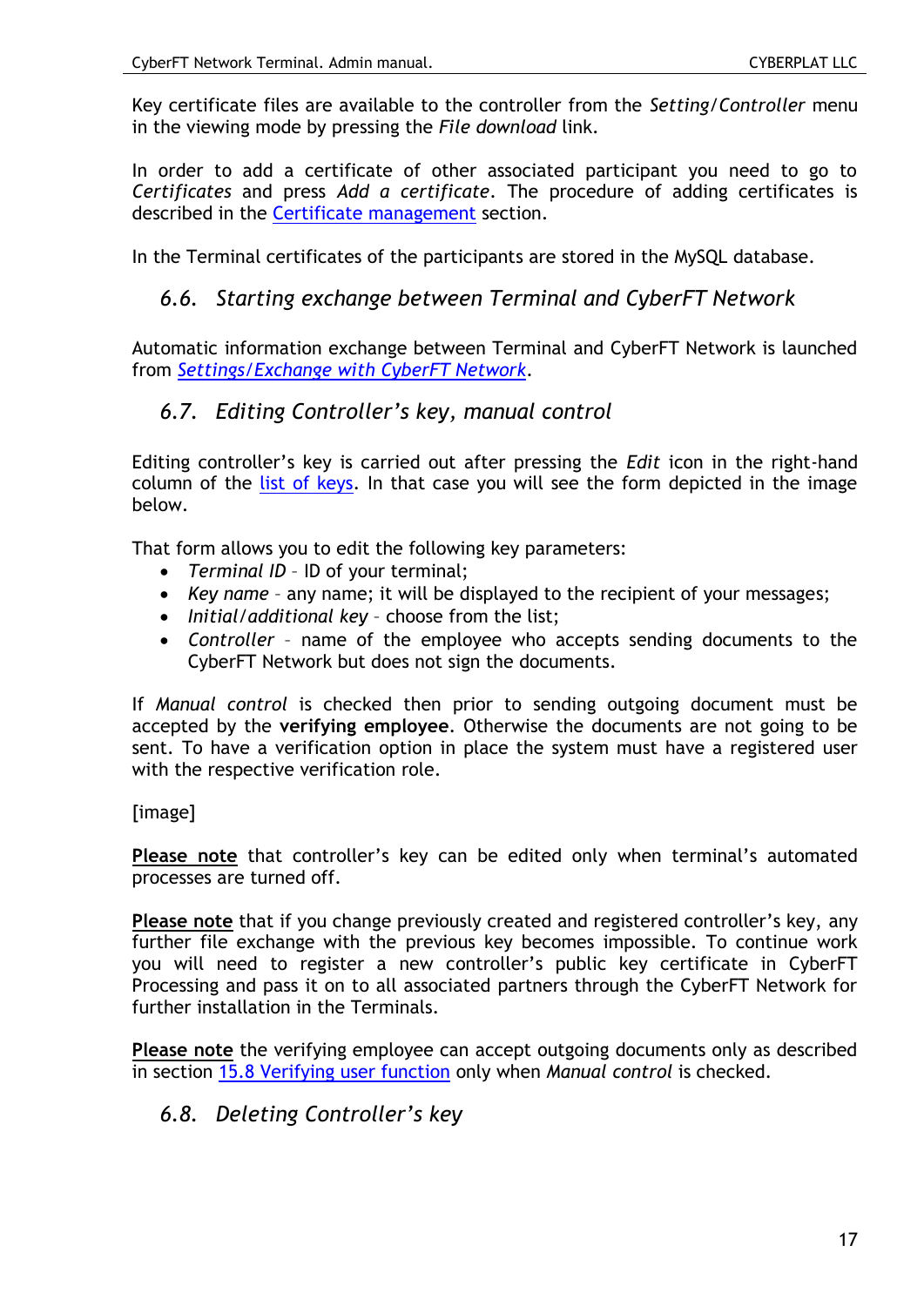Key certificate files are available to the controller from the *Setting/Controller* menu in the viewing mode by pressing the *File download* link.

In order to add a certificate of other associated participant you need to go to *Certificates* and press *Add a certificate*. The procedure of adding certificates is described in the Certificate management section.

In the Terminal certificates of the participants are stored in the MySQL database.

## *6.6. Starting exchange between Terminal and CyberFT Network*

Automatic information exchange between Terminal and CyberFT Network is launched from *Settings/Exchange with CyberFT Network*.

## *6.7. Editing Controller's key, manual control*

Editing controller's key is carried out after pressing the *Edit* icon in the right-hand column of the list of keys. In that case you will see the form depicted in the image below.

That form allows you to edit the following key parameters:

- *Terminal ID* – ID of your terminal;
- *Key name* – any name; it will be displayed to the recipient of your messages;
- *Initial/additional key* – choose from the list;
- *Controller* – name of the employee who accepts sending documents to the CyberFT Network but does not sign the documents.

If *Manual control* is checked then prior to sending outgoing document must be accepted by the **verifying employee**. Otherwise the documents are not going to be sent. To have a verification option in place the system must have a registered user with the respective verification role.

[image]

**Please note** that controller's key can be edited only when terminal's automated processes are turned off.

**Please note** that if you change previously created and registered controller's key, any further file exchange with the previous key becomes impossible. To continue work you will need to register a new controller's public key certificate in CyberFT Processing and pass it on to all associated partners through the CyberFT Network for further installation in the Terminals.

**Please note** the verifying employee can accept outgoing documents only as described in section 15.8 Verifying user function only when *Manual control* is checked.

## *6.8. Deleting Controller's key*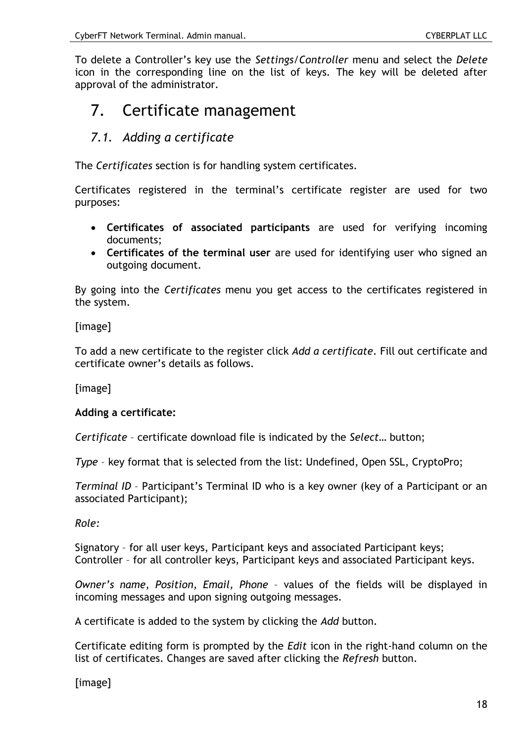To delete a Controller's key use the *Settings/Controller* menu and select the *Delete* icon in the corresponding line on the list of keys. The key will be deleted after approval of the administrator.

# 7. Certificate management

## *7.1. Adding a certificate*

The *Certificates* section is for handling system certificates.

Certificates registered in the terminal's certificate register are used for two purposes:

- **Certificates of associated participants** are used for verifying incoming documents;
- **Certificates of the terminal user** are used for identifying user who signed an outgoing document.

By going into the *Certificates* menu you get access to the certificates registered in the system.

[image]

To add a new certificate to the register click *Add a certificate*. Fill out certificate and certificate owner's details as follows.

[image]

**Adding a certificate:**

*Certificate* – certificate download file is indicated by the *Select…* button;

*Type* – key format that is selected from the list: Undefined, Open SSL, CryptoPro;

*Terminal ID* – Participant's Terminal ID who is a key owner (key of a Participant or an associated Participant);

*Role:*

Signatory – for all user keys, Participant keys and associated Participant keys;
Controller – for all controller keys, Participant keys and associated Participant keys.

*Owner's name, Position, Email, Phone* – values of the fields will be displayed in incoming messages and upon signing outgoing messages.

A certificate is added to the system by clicking the *Add* button.

Certificate editing form is prompted by the *Edit* icon in the right-hand column on the list of certificates. Changes are saved after clicking the *Refresh* button.

[image]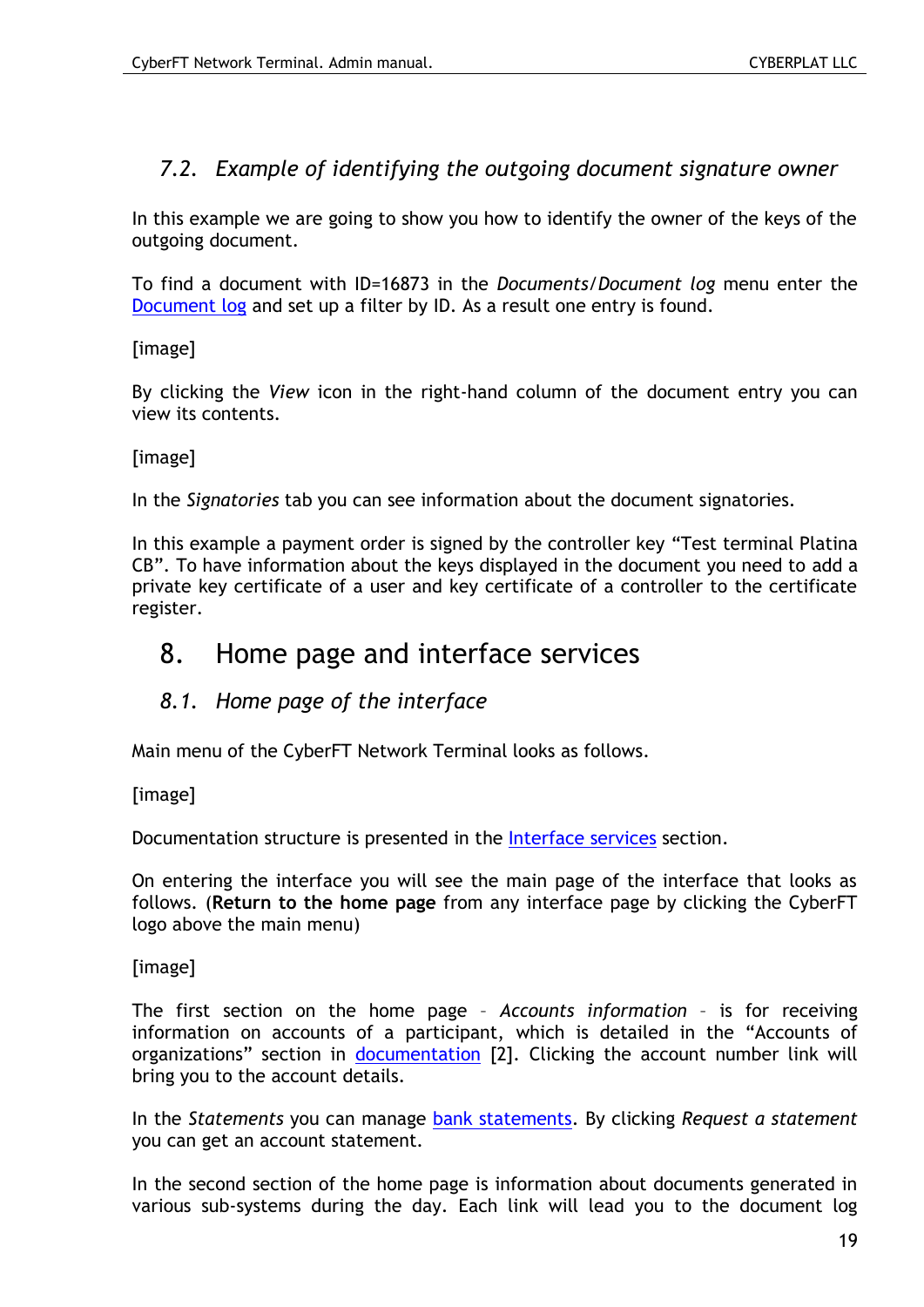## 7.2. *Example of identifying the outgoing document signature owner*

In this example we are going to show you how to identify the owner of the keys of the outgoing document.

To find a document with ID=16873 in the *Documents/Document log* menu enter the Document log and set up a filter by ID. As a result one entry is found.

[image]

By clicking the *View* icon in the right-hand column of the document entry you can view its contents.

[image]

In the *Signatories* tab you can see information about the document signatories.

In this example a payment order is signed by the controller key "Test terminal Platina CB". To have information about the keys displayed in the document you need to add a private key certificate of a user and key certificate of a controller to the certificate register.

# 8. Home page and interface services

## 8.1. *Home page of the interface*

Main menu of the CyberFT Network Terminal looks as follows.

[image]

Documentation structure is presented in the Interface services section.

On entering the interface you will see the main page of the interface that looks as follows. (**Return to the home page** from any interface page by clicking the CyberFT logo above the main menu)

[image]

The first section on the home page – *Accounts information* – is for receiving information on accounts of a participant, which is detailed in the "Accounts of organizations" section in documentation [2]. Clicking the account number link will bring you to the account details.

In the *Statements* you can manage bank statements. By clicking *Request a statement* you can get an account statement.

In the second section of the home page is information about documents generated in various sub-systems during the day. Each link will lead you to the document log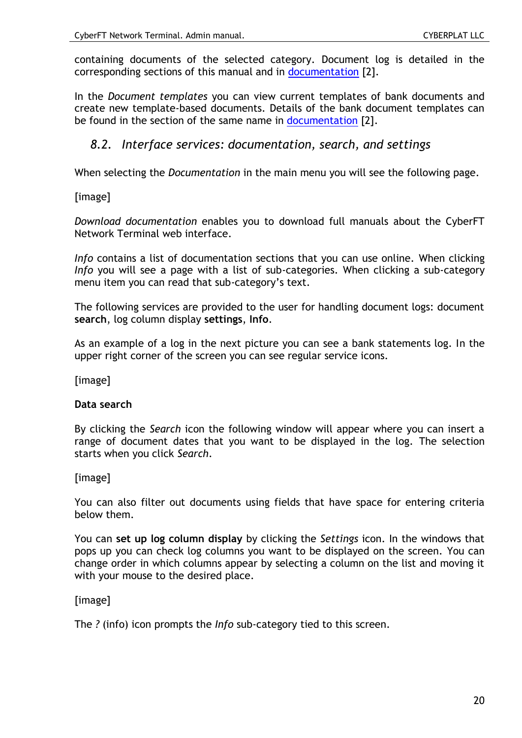containing documents of the selected category. Document log is detailed in the corresponding sections of this manual and in [documentation](documentation) [2].

In the *Document templates* you can view current templates of bank documents and create new template-based documents. Details of the bank document templates can be found in the section of the same name in [documentation](documentation) [2].

## 8.2. Interface services: documentation, search, and settings

When selecting the *Documentation* in the main menu you will see the following page.

[image]

*Download documentation* enables you to download full manuals about the CyberFT Network Terminal web interface.

*Info* contains a list of documentation sections that you can use online. When clicking *Info* you will see a page with a list of sub-categories. When clicking a sub-category menu item you can read that sub-category's text.

The following services are provided to the user for handling document logs: document **search**, log column display **settings**, **Info**.

As an example of a log in the next picture you can see a bank statements log. In the upper right corner of the screen you can see regular service icons.

[image]

**Data search**

By clicking the *Search* icon the following window will appear where you can insert a range of document dates that you want to be displayed in the log. The selection starts when you click *Search*.

[image]

You can also filter out documents using fields that have space for entering criteria below them.

You can **set up log column display** by clicking the *Settings* icon. In the windows that pops up you can check log columns you want to be displayed on the screen. You can change order in which columns appear by selecting a column on the list and moving it with your mouse to the desired place.

[image]

The *?* (info) icon prompts the *Info* sub-category tied to this screen.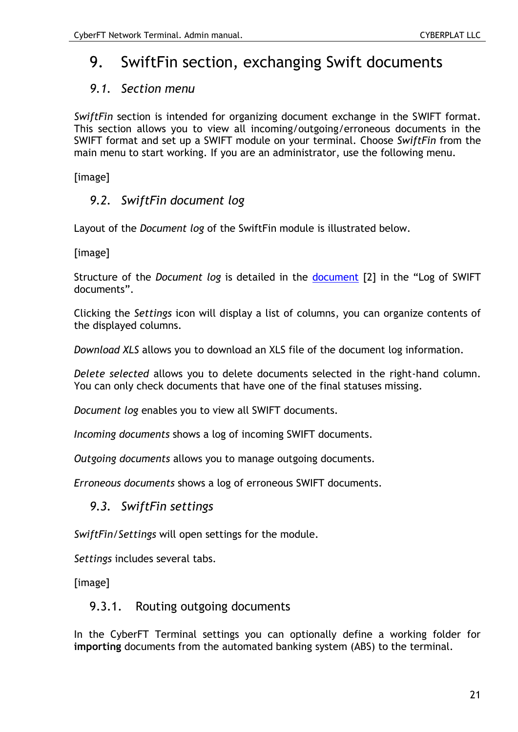// SwiftFin section (page 21)

# 9. SwiftFin section, exchanging Swift documents

## *9.1. Section menu*

*SwiftFin* section is intended for organizing document exchange in the SWIFT format. This section allows you to view all incoming/outgoing/erroneous documents in the SWIFT format and set up a SWIFT module on your terminal. Choose *SwiftFin* from the main menu to start working. If you are an administrator, use the following menu.

[image]

## *9.2. SwiftFin document log*

Layout of the *Document log* of the SwiftFin module is illustrated below.

[image]

Structure of the *Document log* is detailed in the document [2] in the "Log of SWIFT documents".

Clicking the *Settings* icon will display a list of columns, you can organize contents of the displayed columns.

*Download XLS* allows you to download an XLS file of the document log information.

*Delete selected* allows you to delete documents selected in the right-hand column. You can only check documents that have one of the final statuses missing.

*Document log* enables you to view all SWIFT documents.

*Incoming documents* shows a log of incoming SWIFT documents.

*Outgoing documents* allows you to manage outgoing documents.

*Erroneous documents* shows a log of erroneous SWIFT documents.

## *9.3. SwiftFin settings*

*SwiftFin/Settings* will open settings for the module.

*Settings* includes several tabs.

[image]

### 9.3.1. Routing outgoing documents

In the CyberFT Terminal settings you can optionally define a working folder for **importing** documents from the automated banking system (ABS) to the terminal.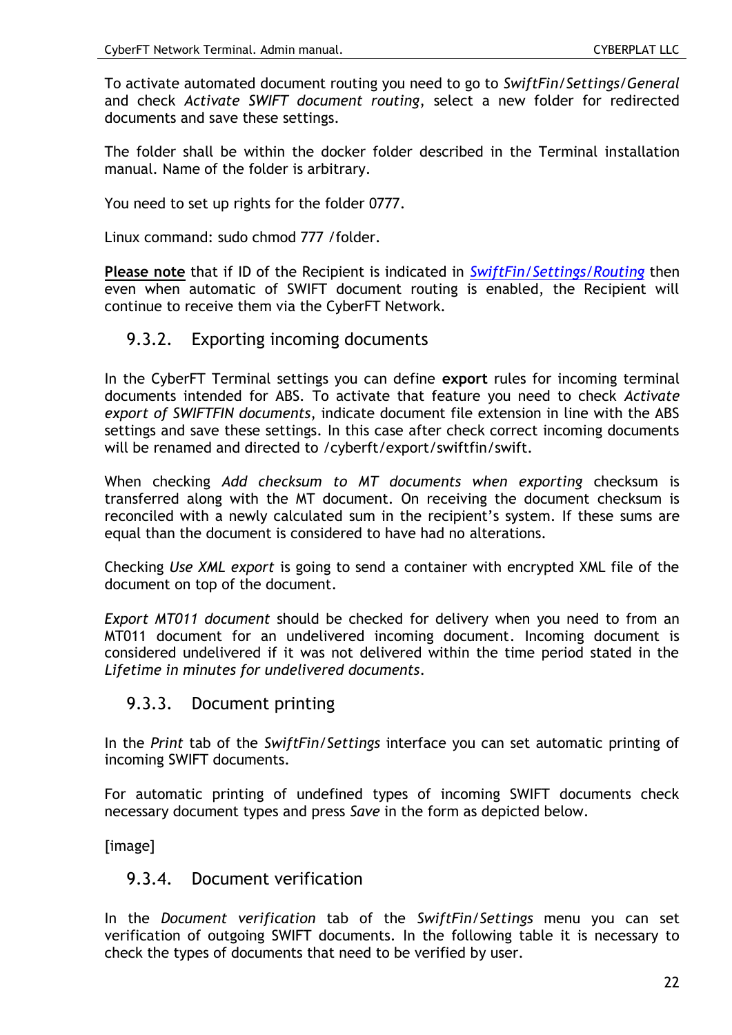To activate automated document routing you need to go to *SwiftFin/Settings/General* and check *Activate SWIFT document routing*, select a new folder for redirected documents and save these settings.

The folder shall be within the docker folder described in the Terminal installation manual. Name of the folder is arbitrary.

You need to set up rights for the folder 0777.

Linux command: sudo chmod 777 /folder.

**Please note** that if ID of the Recipient is indicated in *SwiftFin/Settings/Routing* then even when automatic of SWIFT document routing is enabled, the Recipient will continue to receive them via the CyberFT Network.

### 9.3.2. Exporting incoming documents

In the CyberFT Terminal settings you can define **export** rules for incoming terminal documents intended for ABS. To activate that feature you need to check *Activate export of SWIFTFIN documents*, indicate document file extension in line with the ABS settings and save these settings. In this case after check correct incoming documents will be renamed and directed to /cyberft/export/swiftfin/swift.

When checking *Add checksum to MT documents when exporting* checksum is transferred along with the MT document. On receiving the document checksum is reconciled with a newly calculated sum in the recipient's system. If these sums are equal than the document is considered to have had no alterations.

Checking *Use XML export* is going to send a container with encrypted XML file of the document on top of the document.

*Export MT011 document* should be checked for delivery when you need to from an MT011 document for an undelivered incoming document. Incoming document is considered undelivered if it was not delivered within the time period stated in the *Lifetime in minutes for undelivered documents*.

### 9.3.3. Document printing

In the *Print* tab of the *SwiftFin/Settings* interface you can set automatic printing of incoming SWIFT documents.

For automatic printing of undefined types of incoming SWIFT documents check necessary document types and press *Save* in the form as depicted below.

[image]

### 9.3.4. Document verification

In the *Document verification* tab of the *SwiftFin/Settings* menu you can set verification of outgoing SWIFT documents. In the following table it is necessary to check the types of documents that need to be verified by user.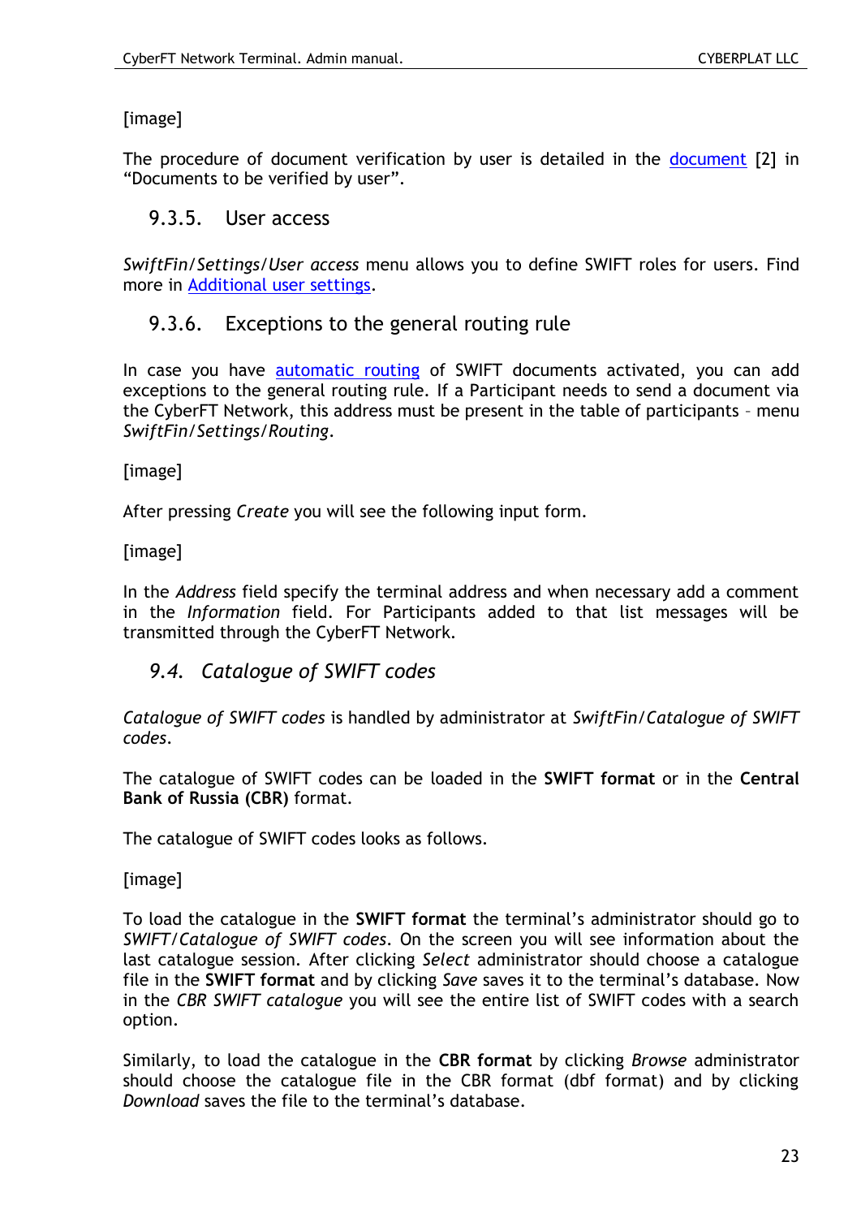[image]

The procedure of document verification by user is detailed in the document [2] in "Documents to be verified by user".

### 9.3.5. User access

*SwiftFin/Settings/User access* menu allows you to define SWIFT roles for users. Find more in Additional user settings.

### 9.3.6. Exceptions to the general routing rule

In case you have automatic routing of SWIFT documents activated, you can add exceptions to the general routing rule. If a Participant needs to send a document via the CyberFT Network, this address must be present in the table of participants – menu *SwiftFin/Settings/Routing*.

[image]

After pressing *Create* you will see the following input form.

[image]

In the *Address* field specify the terminal address and when necessary add a comment in the *Information* field. For Participants added to that list messages will be transmitted through the CyberFT Network.

## *9.4. Catalogue of SWIFT codes*

*Catalogue of SWIFT codes* is handled by administrator at *SwiftFin/Catalogue of SWIFT codes*.

The catalogue of SWIFT codes can be loaded in the **SWIFT format** or in the **Central Bank of Russia (CBR)** format.

The catalogue of SWIFT codes looks as follows.

[image]

To load the catalogue in the **SWIFT format** the terminal's administrator should go to *SWIFT/Catalogue of SWIFT codes*. On the screen you will see information about the last catalogue session. After clicking *Select* administrator should choose a catalogue file in the **SWIFT format** and by clicking *Save* saves it to the terminal's database. Now in the *CBR SWIFT catalogue* you will see the entire list of SWIFT codes with a search option.

Similarly, to load the catalogue in the **CBR format** by clicking *Browse* administrator should choose the catalogue file in the CBR format (dbf format) and by clicking *Download* saves the file to the terminal's database.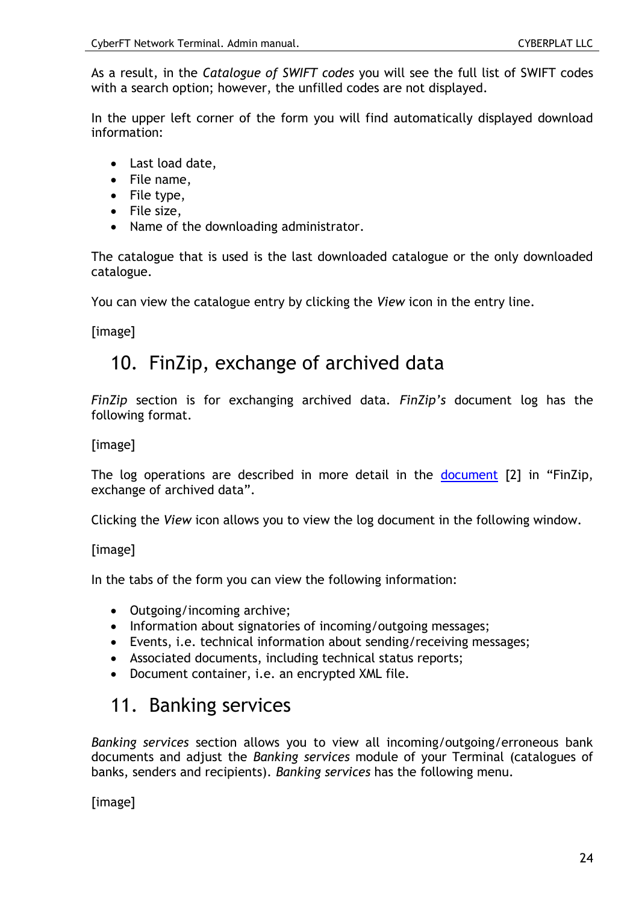As a result, in the *Catalogue of SWIFT codes* you will see the full list of SWIFT codes with a search option; however, the unfilled codes are not displayed.

In the upper left corner of the form you will find automatically displayed download information:

- Last load date,
- File name,
- File type,
- File size,
- Name of the downloading administrator.

The catalogue that is used is the last downloaded catalogue or the only downloaded catalogue.

You can view the catalogue entry by clicking the *View* icon in the entry line.

[image]

# 10. FinZip, exchange of archived data

*FinZip* section is for exchanging archived data. *FinZip's* document log has the following format.

[image]

The log operations are described in more detail in the document [2] in "FinZip, exchange of archived data".

Clicking the *View* icon allows you to view the log document in the following window.

[image]

In the tabs of the form you can view the following information:

- Outgoing/incoming archive;
- Information about signatories of incoming/outgoing messages;
- Events, i.e. technical information about sending/receiving messages;
- Associated documents, including technical status reports;
- Document container, i.e. an encrypted XML file.

# 11. Banking services

*Banking services* section allows you to view all incoming/outgoing/erroneous bank documents and adjust the *Banking services* module of your Terminal (catalogues of banks, senders and recipients). *Banking services* has the following menu.

[image]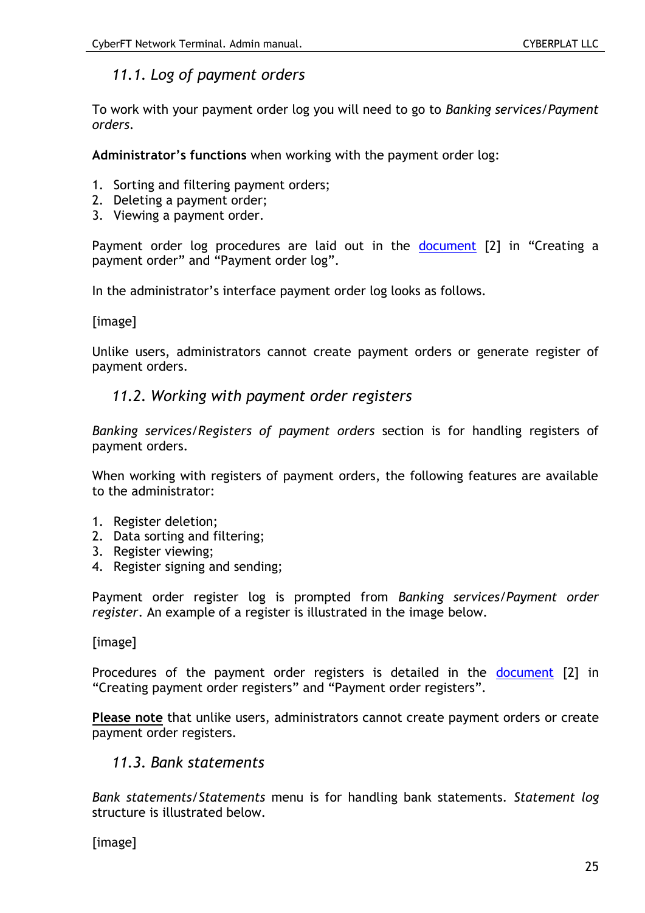## 11.1. Log of payment orders

To work with your payment order log you will need to go to *Banking services/Payment orders*.

**Administrator's functions** when working with the payment order log:

1. Sorting and filtering payment orders;
2. Deleting a payment order;
3. Viewing a payment order.

Payment order log procedures are laid out in the document [2] in "Creating a payment order" and "Payment order log".

In the administrator's interface payment order log looks as follows.

[image]

Unlike users, administrators cannot create payment orders or generate register of payment orders.

## 11.2. Working with payment order registers

*Banking services/Registers of payment orders* section is for handling registers of payment orders.

When working with registers of payment orders, the following features are available to the administrator:

1. Register deletion;
2. Data sorting and filtering;
3. Register viewing;
4. Register signing and sending;

Payment order register log is prompted from *Banking services/Payment order register*. An example of a register is illustrated in the image below.

[image]

Procedures of the payment order registers is detailed in the document [2] in "Creating payment order registers" and "Payment order registers".

**Please note** that unlike users, administrators cannot create payment orders or create payment order registers.

## 11.3. Bank statements

*Bank statements/Statements* menu is for handling bank statements. *Statement log* structure is illustrated below.

[image]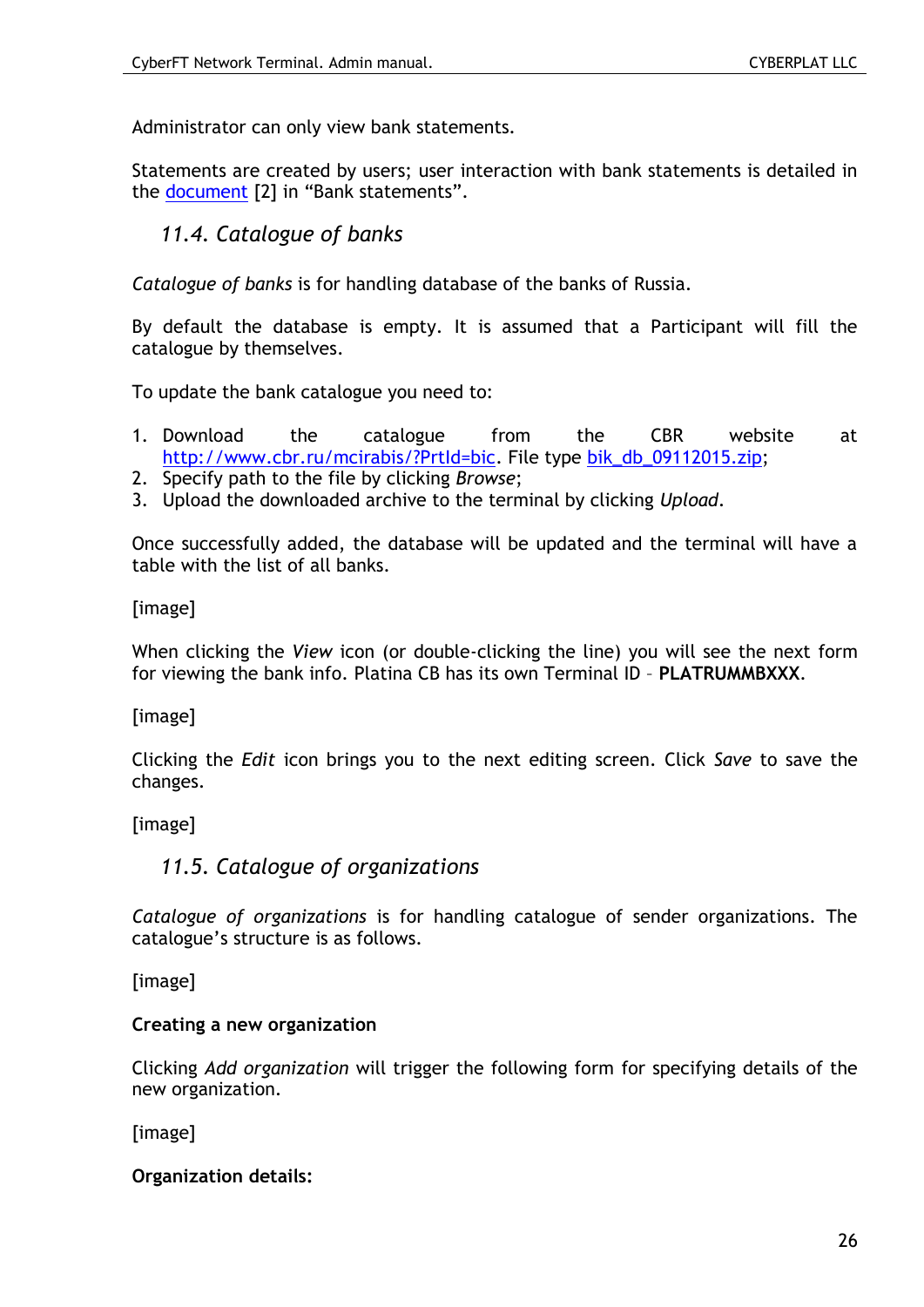Administrator can only view bank statements.

Statements are created by users; user interaction with bank statements is detailed in the document [2] in “Bank statements”.

## *11.4. Catalogue of banks*

*Catalogue of banks* is for handling database of the banks of Russia.

By default the database is empty. It is assumed that a Participant will fill the catalogue by themselves.

To update the bank catalogue you need to:

1. Download the catalogue from the CBR website at http://www.cbr.ru/mcirabis/?PrtId=bic. File type bik_db_09112015.zip;
2. Specify path to the file by clicking *Browse*;
3. Upload the downloaded archive to the terminal by clicking *Upload*.

Once successfully added, the database will be updated and the terminal will have a table with the list of all banks.

[image]

When clicking the *View* icon (or double-clicking the line) you will see the next form for viewing the bank info. Platina CB has its own Terminal ID – **PLATRUMMBXXX**.

[image]

Clicking the *Edit* icon brings you to the next editing screen. Click *Save* to save the changes.

[image]

## *11.5. Catalogue of organizations*

*Catalogue of organizations* is for handling catalogue of sender organizations. The catalogue’s structure is as follows.

[image]

**Creating a new organization**

Clicking *Add organization* will trigger the following form for specifying details of the new organization.

[image]

**Organization details:**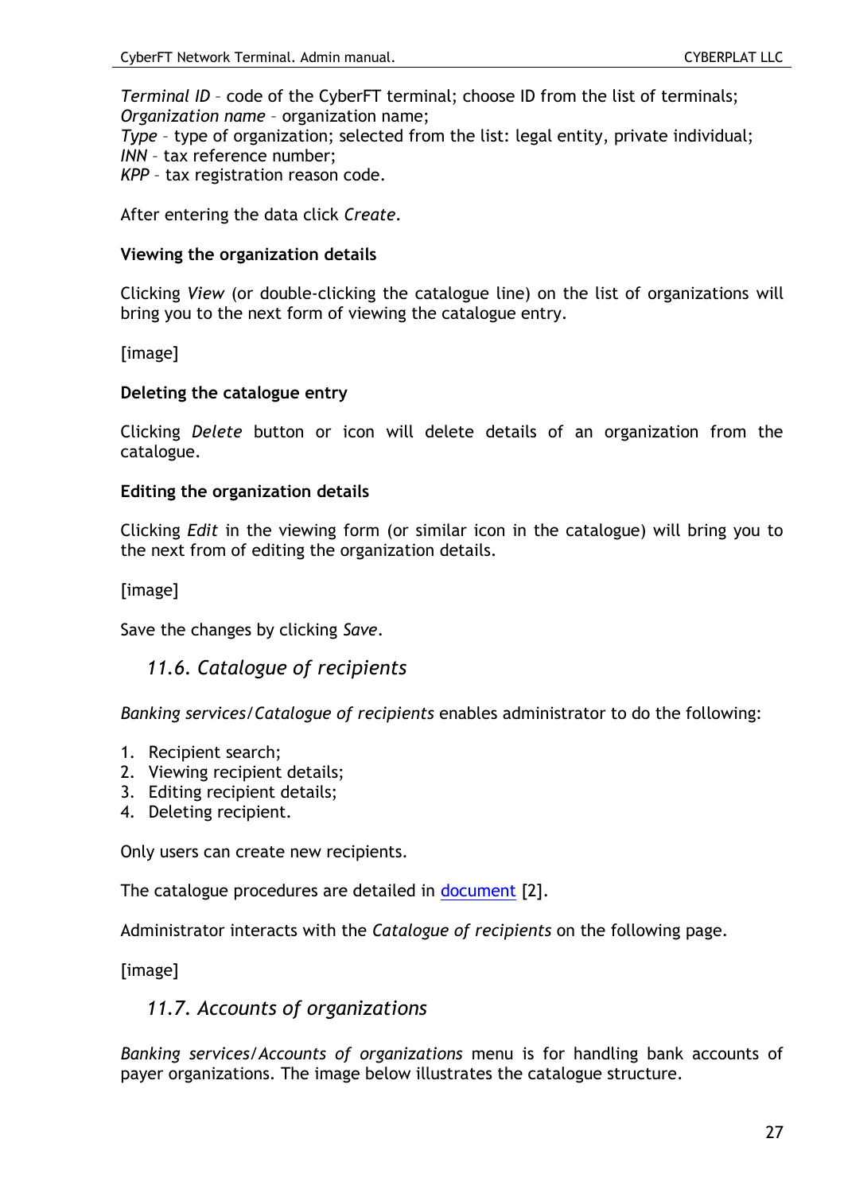*Terminal ID* – code of the CyberFT terminal; choose ID from the list of terminals;
*Organization name* – organization name;
*Type* – type of organization; selected from the list: legal entity, private individual;
*INN* – tax reference number;
*KPP* – tax registration reason code.

After entering the data click *Create*.

**Viewing the organization details**

Clicking *View* (or double-clicking the catalogue line) on the list of organizations will bring you to the next form of viewing the catalogue entry.

[image]

**Deleting the catalogue entry**

Clicking *Delete* button or icon will delete details of an organization from the catalogue.

**Editing the organization details**

Clicking *Edit* in the viewing form (or similar icon in the catalogue) will bring you to the next from of editing the organization details.

[image]

Save the changes by clicking *Save*.

## *11.6. Catalogue of recipients*

*Banking services/Catalogue of recipients* enables administrator to do the following:

1. Recipient search;
2. Viewing recipient details;
3. Editing recipient details;
4. Deleting recipient.

Only users can create new recipients.

The catalogue procedures are detailed in document [2].

Administrator interacts with the *Catalogue of recipients* on the following page.

[image]

## *11.7. Accounts of organizations*

*Banking services/Accounts of organizations* menu is for handling bank accounts of payer organizations. The image below illustrates the catalogue structure.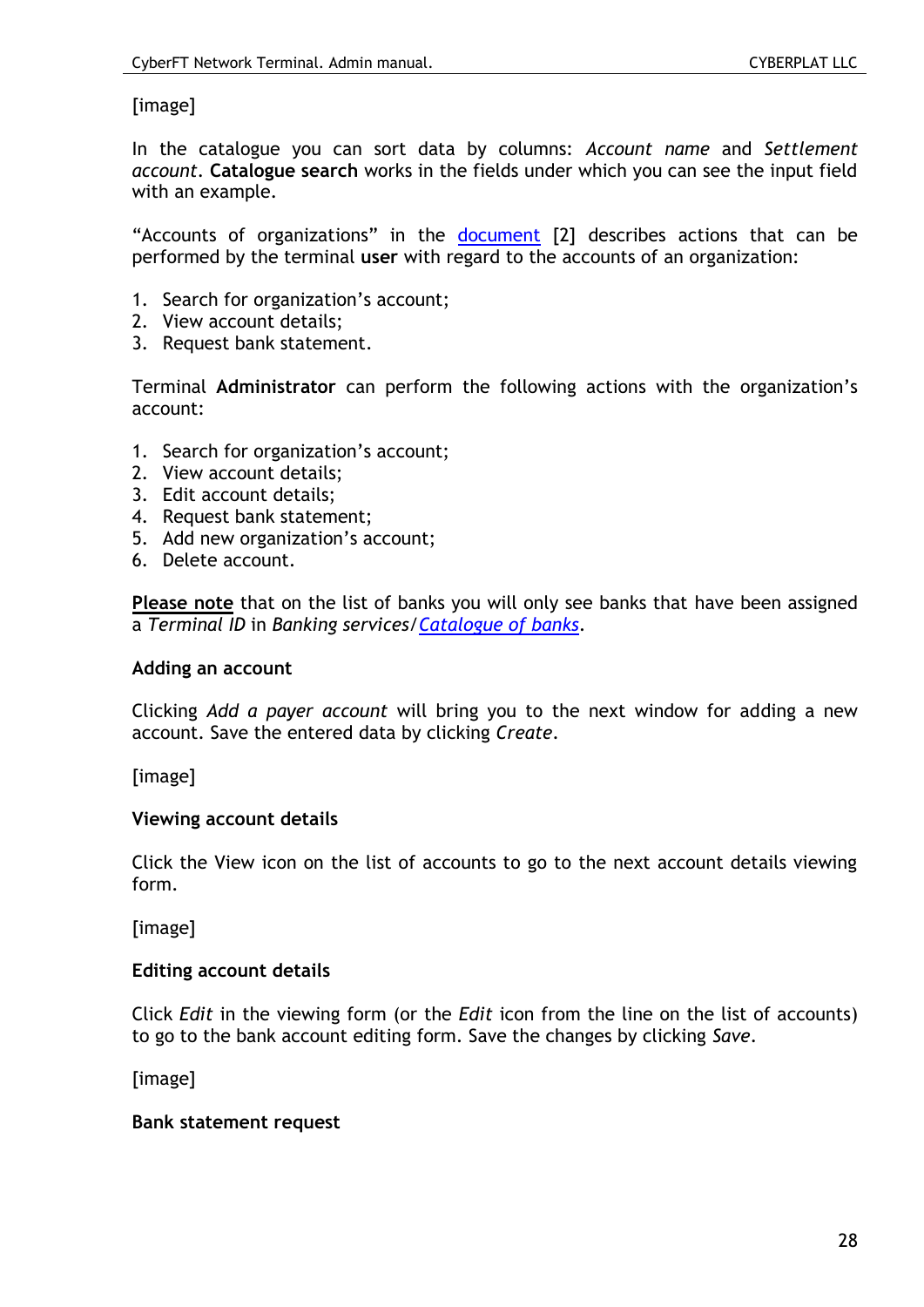[image]

In the catalogue you can sort data by columns: *Account name* and *Settlement account*. **Catalogue search** works in the fields under which you can see the input field with an example.

“Accounts of organizations” in the document [2] describes actions that can be performed by the terminal **user** with regard to the accounts of an organization:

1. Search for organization’s account;
2. View account details;
3. Request bank statement.

Terminal **Administrator** can perform the following actions with the organization’s account:

1. Search for organization’s account;
2. View account details;
3. Edit account details;
4. Request bank statement;
5. Add new organization’s account;
6. Delete account.

**Please note** that on the list of banks you will only see banks that have been assigned a *Terminal ID* in *Banking services*/*Catalogue of banks*.

**Adding an account**

Clicking *Add a payer account* will bring you to the next window for adding a new account. Save the entered data by clicking *Create*.

[image]

**Viewing account details**

Click the View icon on the list of accounts to go to the next account details viewing form.

[image]

**Editing account details**

Click *Edit* in the viewing form (or the *Edit* icon from the line on the list of accounts) to go to the bank account editing form. Save the changes by clicking *Save*.

[image]

**Bank statement request**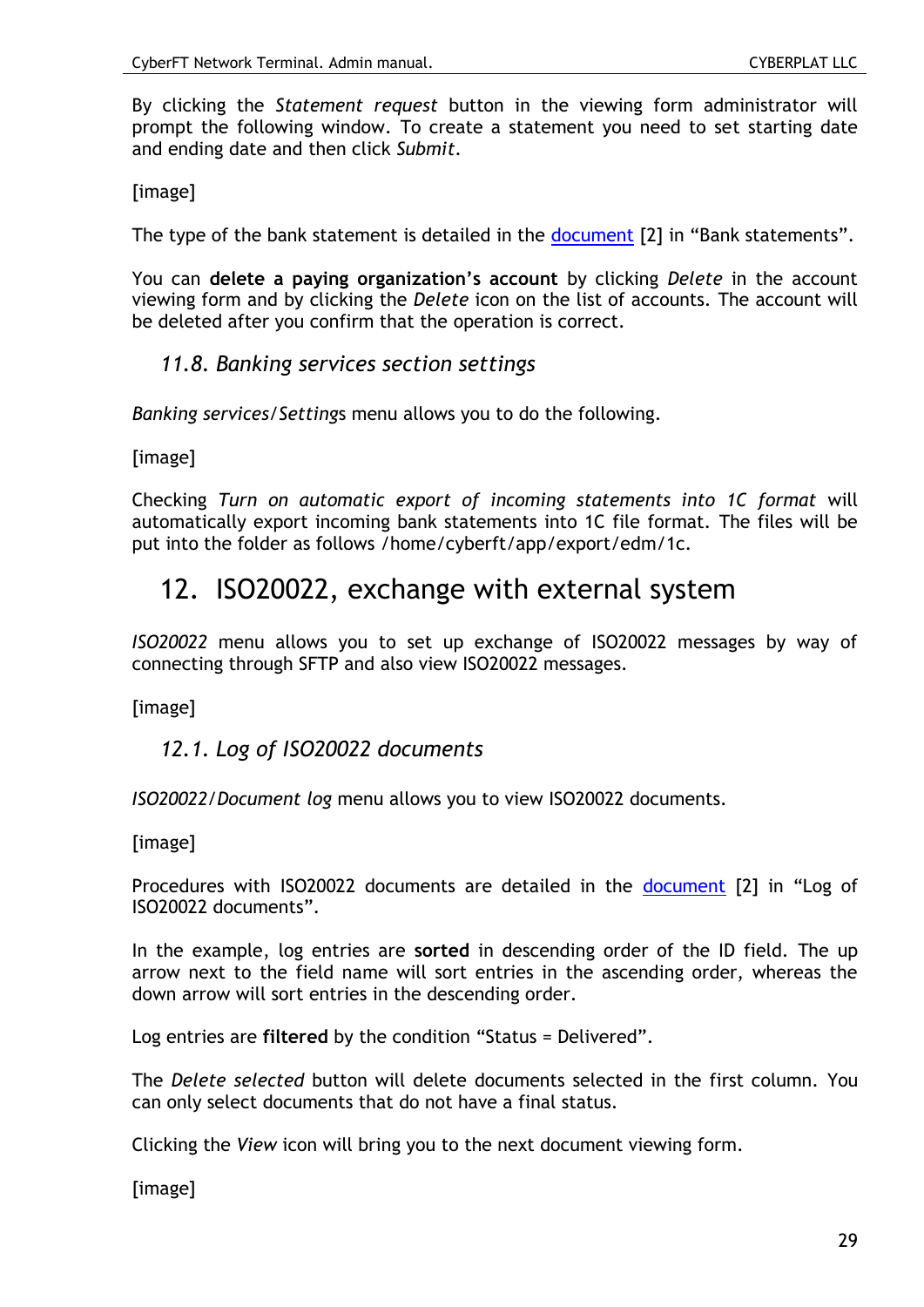By clicking the *Statement request* button in the viewing form administrator will prompt the following window. To create a statement you need to set starting date and ending date and then click *Submit*.

[image]

The type of the bank statement is detailed in the document [2] in “Bank statements”.

You can **delete a paying organization’s account** by clicking *Delete* in the account viewing form and by clicking the *Delete* icon on the list of accounts. The account will be deleted after you confirm that the operation is correct.

### *11.8. Banking services section settings*

*Banking services*/*Setting*s menu allows you to do the following.

[image]

Checking *Turn on automatic export of incoming statements into 1C format* will automatically export incoming bank statements into 1C file format. The files will be put into the folder as follows /home/cyberft/app/export/edm/1c.

## 12. ISO20022, exchange with external system

*ISO20022* menu allows you to set up exchange of ISO20022 messages by way of connecting through SFTP and also view ISO20022 messages.

[image]

### *12.1. Log of ISO20022 documents*

*ISO20022*/*Document log* menu allows you to view ISO20022 documents.

[image]

Procedures with ISO20022 documents are detailed in the document [2] in “Log of ISO20022 documents”.

In the example, log entries are **sorted** in descending order of the ID field. The up arrow next to the field name will sort entries in the ascending order, whereas the down arrow will sort entries in the descending order.

Log entries are **filtered** by the condition “Status = Delivered”.

The *Delete selected* button will delete documents selected in the first column. You can only select documents that do not have a final status.

Clicking the *View* icon will bring you to the next document viewing form.

[image]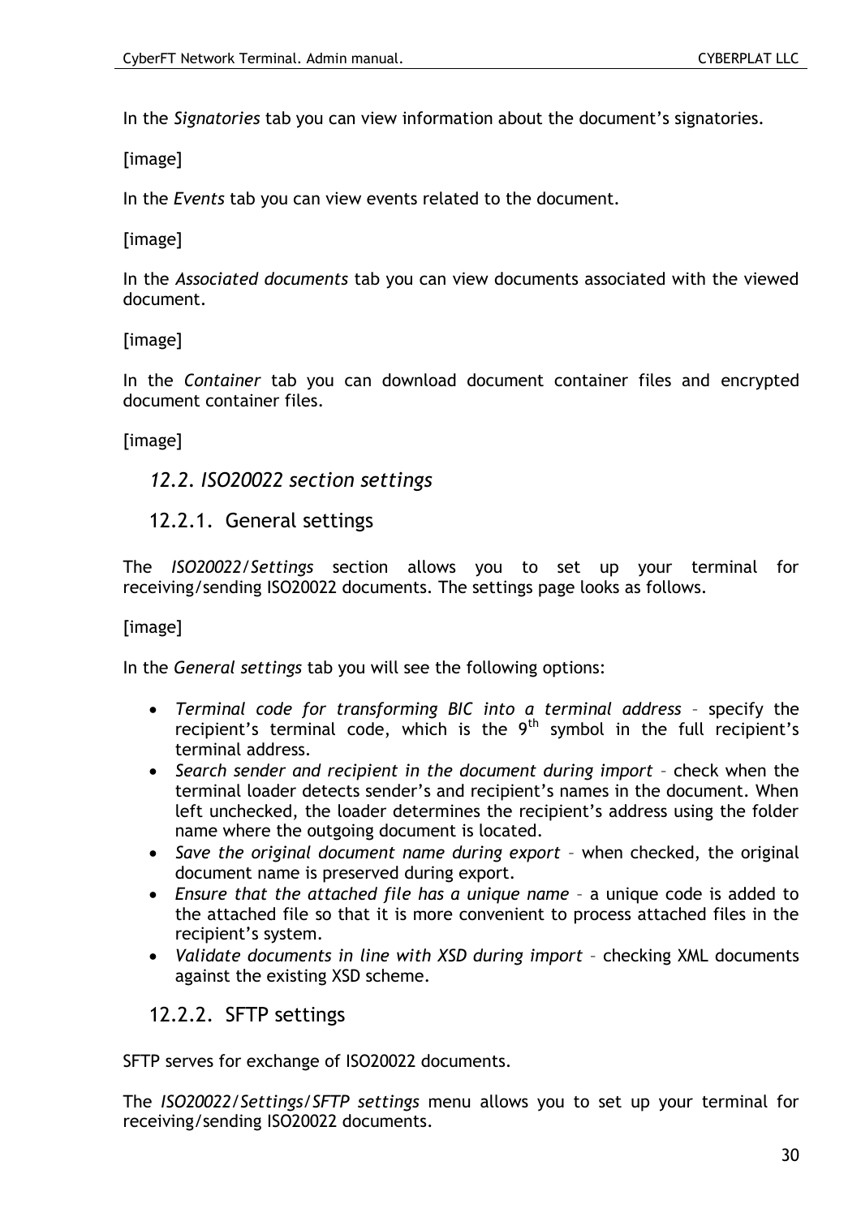In the *Signatories* tab you can view information about the document's signatories.

[image]

In the *Events* tab you can view events related to the document.

[image]

In the *Associated documents* tab you can view documents associated with the viewed document.

[image]

In the *Container* tab you can download document container files and encrypted document container files.

[image]

## *12.2. ISO20022 section settings*

### 12.2.1. General settings

The *ISO20022/Settings* section allows you to set up your terminal for receiving/sending ISO20022 documents. The settings page looks as follows.

[image]

In the *General settings* tab you will see the following options:

- *Terminal code for transforming BIC into a terminal address* – specify the recipient's terminal code, which is the 9th symbol in the full recipient's terminal address.
- *Search sender and recipient in the document during import* – check when the terminal loader detects sender's and recipient's names in the document. When left unchecked, the loader determines the recipient's address using the folder name where the outgoing document is located.
- *Save the original document name during export* – when checked, the original document name is preserved during export.
- *Ensure that the attached file has a unique name* – a unique code is added to the attached file so that it is more convenient to process attached files in the recipient's system.
- *Validate documents in line with XSD during import* – checking XML documents against the existing XSD scheme.

### 12.2.2. SFTP settings

SFTP serves for exchange of ISO20022 documents.

The *ISO20022/Settings/SFTP settings* menu allows you to set up your terminal for receiving/sending ISO20022 documents.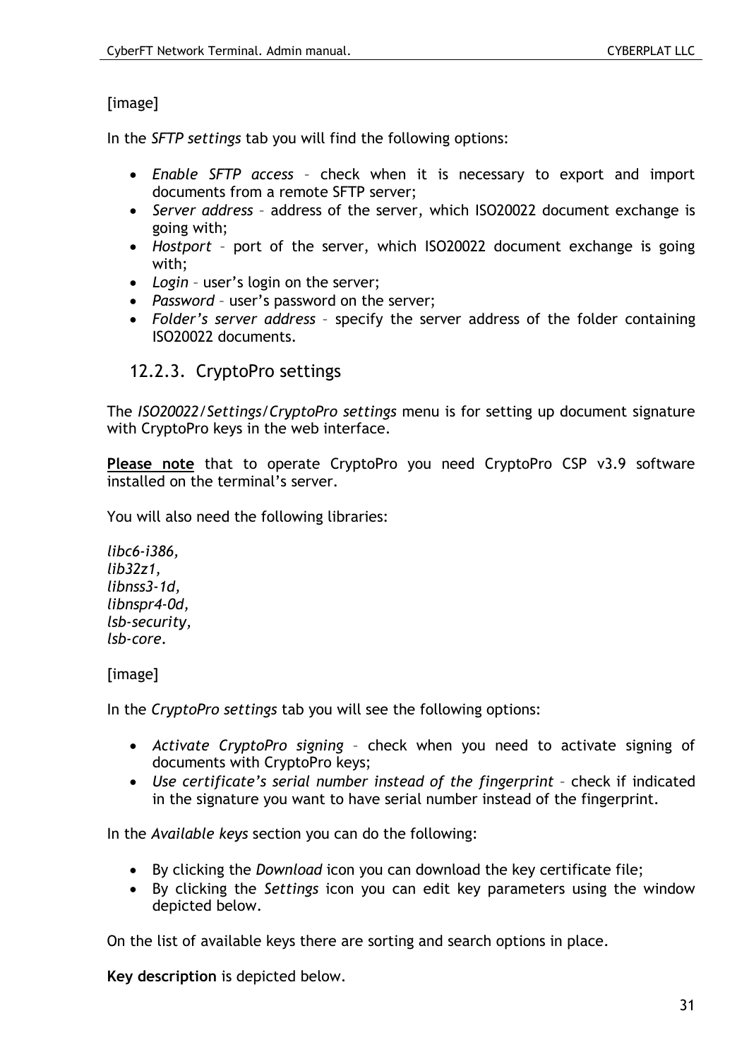[image]

In the *SFTP settings* tab you will find the following options:

- *Enable SFTP access* – check when it is necessary to export and import documents from a remote SFTP server;
- *Server address* – address of the server, which ISO20022 document exchange is going with;
- *Hostport* – port of the server, which ISO20022 document exchange is going with;
- *Login* – user's login on the server;
- *Password* – user's password on the server;
- *Folder's server address* – specify the server address of the folder containing ISO20022 documents.

### 12.2.3. CryptoPro settings

The *ISO20022/Settings/CryptoPro settings* menu is for setting up document signature with CryptoPro keys in the web interface.

**Please note** that to operate CryptoPro you need CryptoPro CSP v3.9 software installed on the terminal's server.

You will also need the following libraries:

*libc6-i386,*
*lib32z1,*
*libnss3-1d,*
*libnspr4-0d,*
*lsb-security,*
*lsb-core.*

[image]

In the *CryptoPro settings* tab you will see the following options:

- *Activate CryptoPro signing* – check when you need to activate signing of documents with CryptoPro keys;
- *Use certificate's serial number instead of the fingerprint* – check if indicated in the signature you want to have serial number instead of the fingerprint.

In the *Available keys* section you can do the following:

- By clicking the *Download* icon you can download the key certificate file;
- By clicking the *Settings* icon you can edit key parameters using the window depicted below.

On the list of available keys there are sorting and search options in place.

**Key description** is depicted below.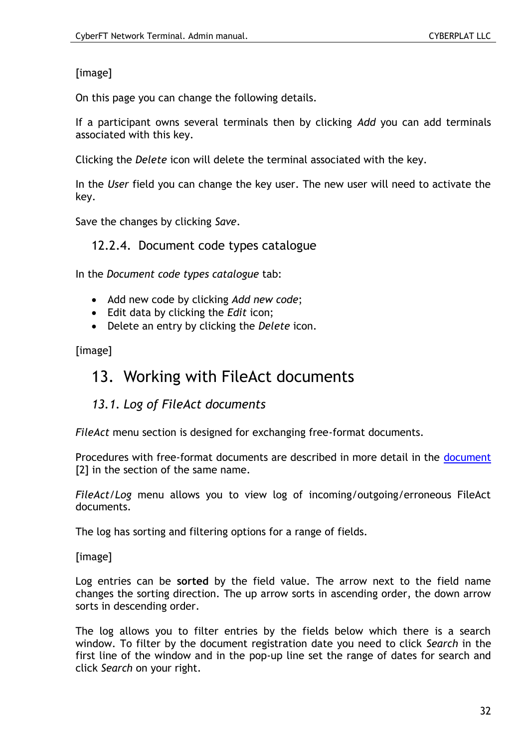[image]

On this page you can change the following details.

If a participant owns several terminals then by clicking *Add* you can add terminals associated with this key.

Clicking the *Delete* icon will delete the terminal associated with the key.

In the *User* field you can change the key user. The new user will need to activate the key.

Save the changes by clicking *Save*.

### 12.2.4. Document code types catalogue

In the *Document code types catalogue* tab:

- Add new code by clicking *Add new code*;
- Edit data by clicking the *Edit* icon;
- Delete an entry by clicking the *Delete* icon.

[image]

# 13. Working with FileAct documents

## *13.1. Log of FileAct documents*

*FileAct* menu section is designed for exchanging free-format documents.

Procedures with free-format documents are described in more detail in the document [2] in the section of the same name.

*FileAct/Log* menu allows you to view log of incoming/outgoing/erroneous FileAct documents.

The log has sorting and filtering options for a range of fields.

[image]

Log entries can be **sorted** by the field value. The arrow next to the field name changes the sorting direction. The up arrow sorts in ascending order, the down arrow sorts in descending order.

The log allows you to filter entries by the fields below which there is a search window. To filter by the document registration date you need to click *Search* in the first line of the window and in the pop-up line set the range of dates for search and click *Search* on your right.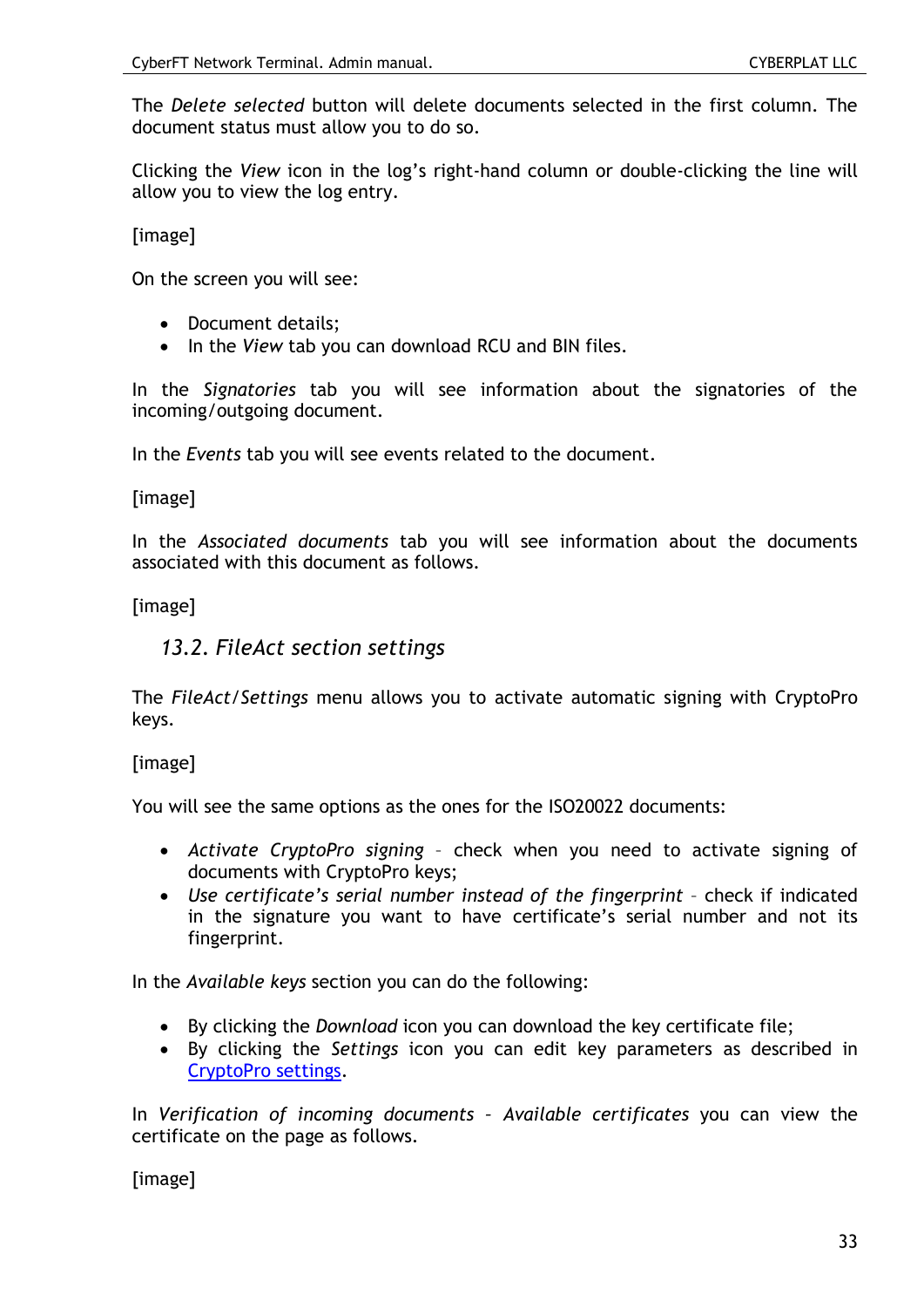The *Delete selected* button will delete documents selected in the first column. The document status must allow you to do so.

Clicking the *View* icon in the log's right-hand column or double-clicking the line will allow you to view the log entry.

[image]

On the screen you will see:

- Document details;
- In the *View* tab you can download RCU and BIN files.

In the *Signatories* tab you will see information about the signatories of the incoming/outgoing document.

In the *Events* tab you will see events related to the document.

[image]

In the *Associated documents* tab you will see information about the documents associated with this document as follows.

[image]

## *13.2. FileAct section settings*

The *FileAct/Settings* menu allows you to activate automatic signing with CryptoPro keys.

[image]

You will see the same options as the ones for the ISO20022 documents:

- *Activate CryptoPro signing* – check when you need to activate signing of documents with CryptoPro keys;
- *Use certificate's serial number instead of the fingerprint* – check if indicated in the signature you want to have certificate's serial number and not its fingerprint.

In the *Available keys* section you can do the following:

- By clicking the *Download* icon you can download the key certificate file;
- By clicking the *Settings* icon you can edit key parameters as described in CryptoPro settings.

In *Verification of incoming documents – Available certificates* you can view the certificate on the page as follows.

[image]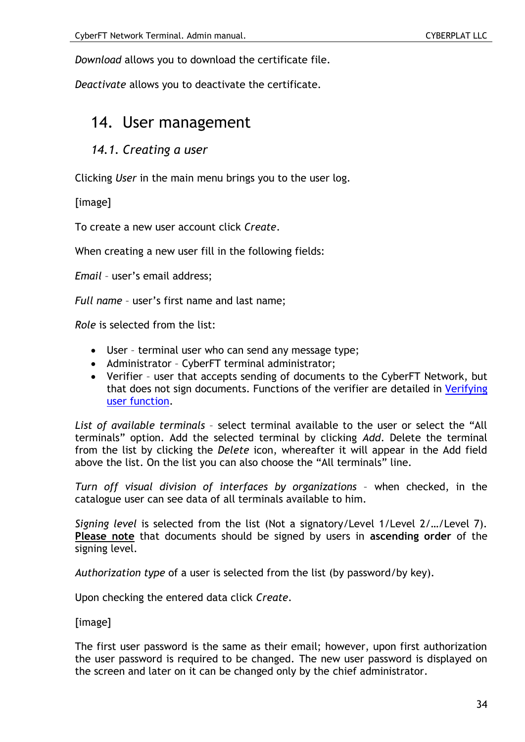*Download* allows you to download the certificate file.

*Deactivate* allows you to deactivate the certificate.

# 14. User management

## *14.1. Creating a user*

Clicking *User* in the main menu brings you to the user log.

[image]

To create a new user account click *Create*.

When creating a new user fill in the following fields:

*Email* – user's email address;

*Full name* – user's first name and last name;

*Role* is selected from the list:

- User – terminal user who can send any message type;
- Administrator – CyberFT terminal administrator;
- Verifier – user that accepts sending of documents to the CyberFT Network, but that does not sign documents. Functions of the verifier are detailed in Verifying user function.

*List of available terminals* – select terminal available to the user or select the "All terminals" option. Add the selected terminal by clicking *Add*. Delete the terminal from the list by clicking the *Delete* icon, whereafter it will appear in the Add field above the list. On the list you can also choose the "All terminals" line.

*Turn off visual division of interfaces by organizations* – when checked, in the catalogue user can see data of all terminals available to him.

*Signing level* is selected from the list (Not a signatory/Level 1/Level 2/…/Level 7). **Please note** that documents should be signed by users in **ascending order** of the signing level.

*Authorization type* of a user is selected from the list (by password/by key).

Upon checking the entered data click *Create*.

[image]

The first user password is the same as their email; however, upon first authorization the user password is required to be changed. The new user password is displayed on the screen and later on it can be changed only by the chief administrator.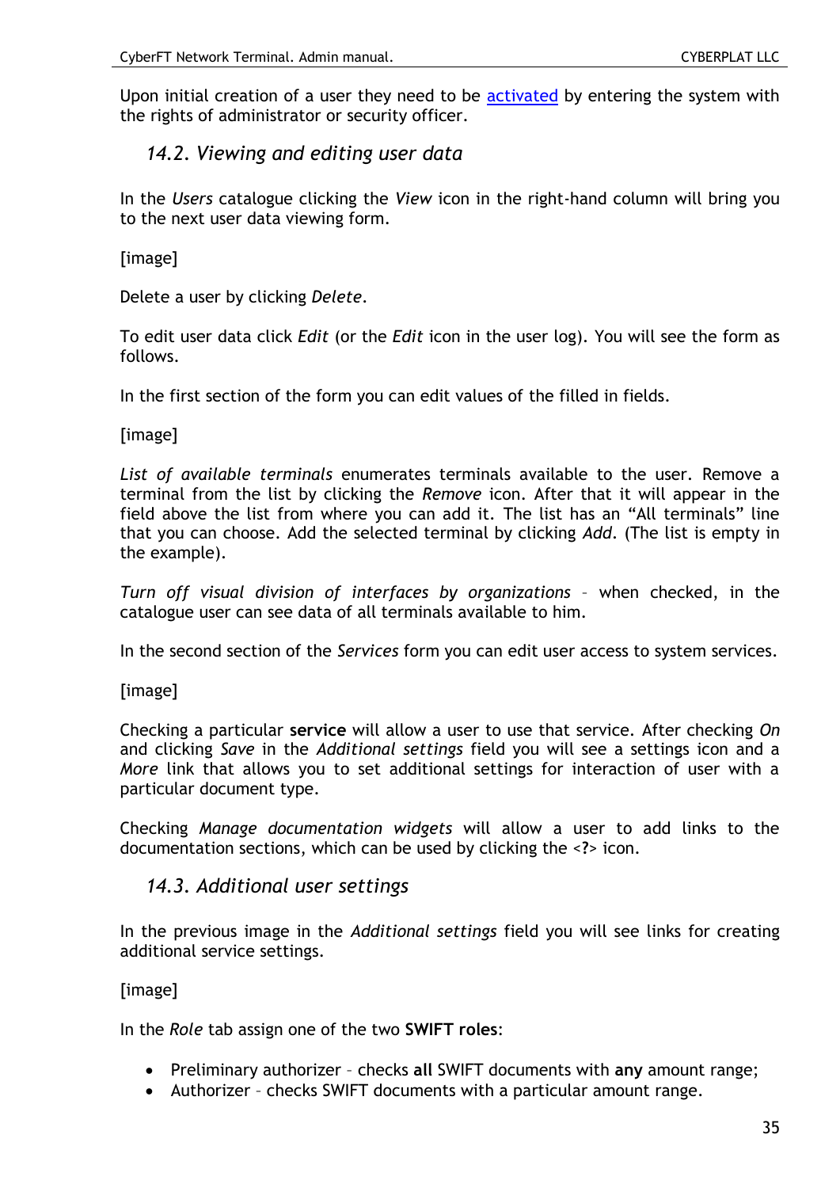Upon initial creation of a user they need to be activated by entering the system with the rights of administrator or security officer.

## 14.2. Viewing and editing user data

In the *Users* catalogue clicking the *View* icon in the right-hand column will bring you to the next user data viewing form.

[image]

Delete a user by clicking *Delete*.

To edit user data click *Edit* (or the *Edit* icon in the user log). You will see the form as follows.

In the first section of the form you can edit values of the filled in fields.

[image]

*List of available terminals* enumerates terminals available to the user. Remove a terminal from the list by clicking the *Remove* icon. After that it will appear in the field above the list from where you can add it. The list has an “All terminals” line that you can choose. Add the selected terminal by clicking *Add*. (The list is empty in the example).

*Turn off visual division of interfaces by organizations* – when checked, in the catalogue user can see data of all terminals available to him.

In the second section of the *Services* form you can edit user access to system services.

[image]

Checking a particular **service** will allow a user to use that service. After checking *On* and clicking *Save* in the *Additional settings* field you will see a settings icon and a *More* link that allows you to set additional settings for interaction of user with a particular document type.

Checking *Manage documentation widgets* will allow a user to add links to the documentation sections, which can be used by clicking the <**?**> icon.

## 14.3. Additional user settings

In the previous image in the *Additional settings* field you will see links for creating additional service settings.

[image]

In the *Role* tab assign one of the two **SWIFT roles**:

- Preliminary authorizer – checks **all** SWIFT documents with **any** amount range;
- Authorizer – checks SWIFT documents with a particular amount range.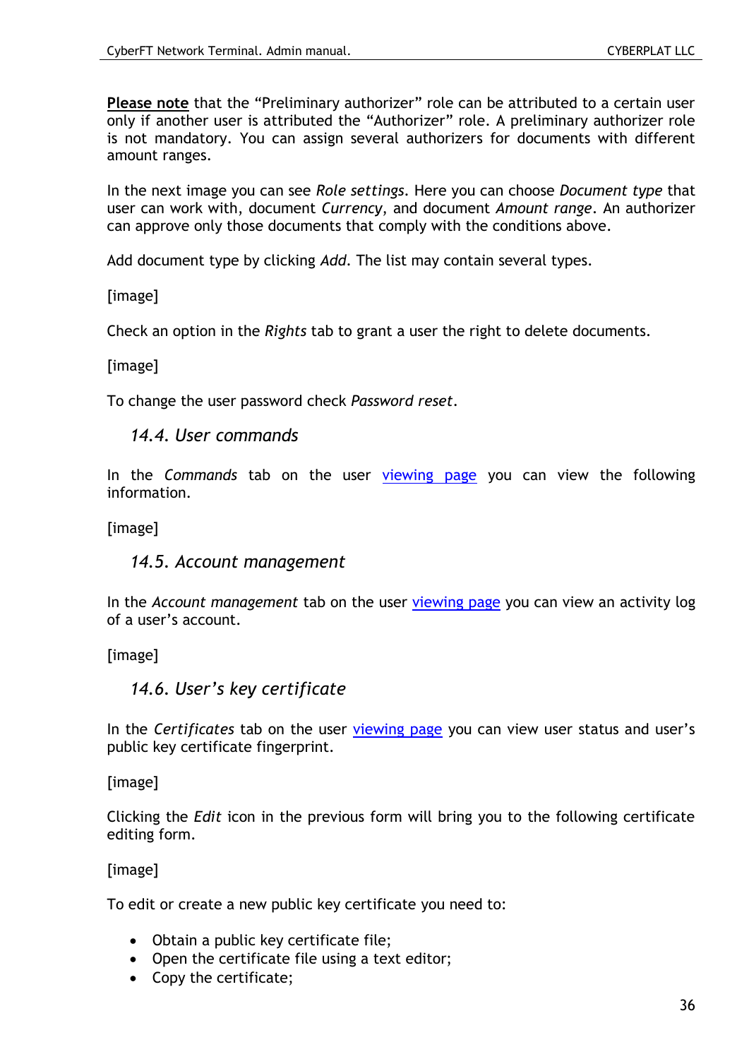**Please note** that the “Preliminary authorizer” role can be attributed to a certain user only if another user is attributed the “Authorizer” role. A preliminary authorizer role is not mandatory. You can assign several authorizers for documents with different amount ranges.

In the next image you can see *Role settings*. Here you can choose *Document type* that user can work with, document *Currency*, and document *Amount range*. An authorizer can approve only those documents that comply with the conditions above.

Add document type by clicking *Add*. The list may contain several types.

[image]

Check an option in the *Rights* tab to grant a user the right to delete documents.

[image]

To change the user password check *Password reset*.

### *14.4. User commands*

In the *Commands* tab on the user viewing page you can view the following information.

[image]

### *14.5. Account management*

In the *Account management* tab on the user viewing page you can view an activity log of a user’s account.

[image]

### *14.6. User’s key certificate*

In the *Certificates* tab on the user viewing page you can view user status and user’s public key certificate fingerprint.

[image]

Clicking the *Edit* icon in the previous form will bring you to the following certificate editing form.

[image]

To edit or create a new public key certificate you need to:

- Obtain a public key certificate file;
- Open the certificate file using a text editor;
- Copy the certificate;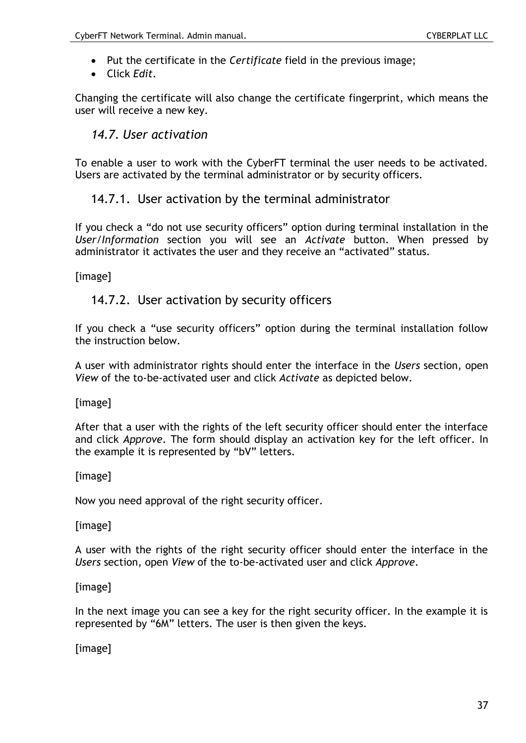- Put the certificate in the *Certificate* field in the previous image;
- Click *Edit*.

Changing the certificate will also change the certificate fingerprint, which means the user will receive a new key.

## *14.7. User activation*

To enable a user to work with the CyberFT terminal the user needs to be activated. Users are activated by the terminal administrator or by security officers.

### 14.7.1. User activation by the terminal administrator

If you check a “do not use security officers” option during terminal installation in the *User/Information* section you will see an *Activate* button. When pressed by administrator it activates the user and they receive an “activated” status.

[image]

### 14.7.2. User activation by security officers

If you check a “use security officers” option during the terminal installation follow the instruction below.

A user with administrator rights should enter the interface in the *Users* section, open *View* of the to-be-activated user and click *Activate* as depicted below.

[image]

After that a user with the rights of the left security officer should enter the interface and click *Approve*. The form should display an activation key for the left officer. In the example it is represented by “bV” letters.

[image]

Now you need approval of the right security officer.

[image]

A user with the rights of the right security officer should enter the interface in the *Users* section, open *View* of the to-be-activated user and click *Approve*.

[image]

In the next image you can see a key for the right security officer. In the example it is represented by “6M” letters. The user is then given the keys.

[image]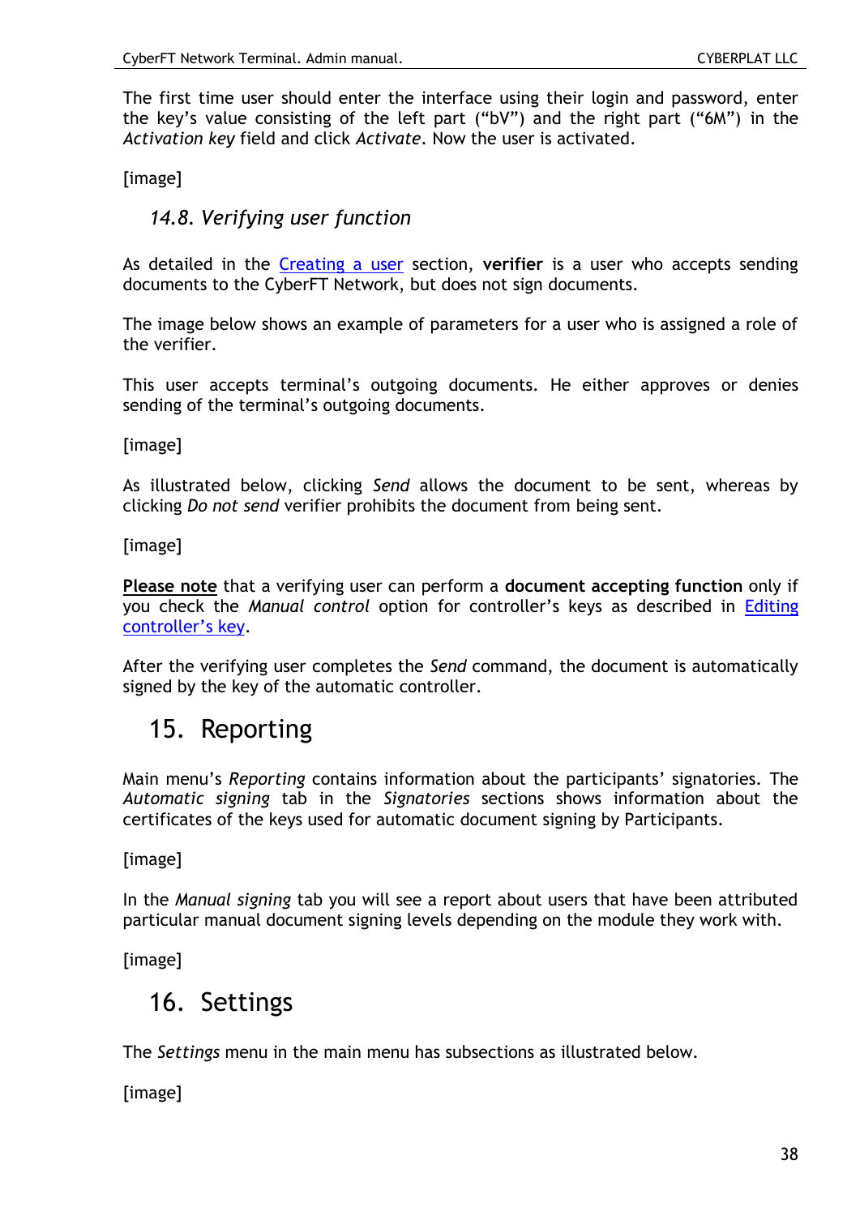The first time user should enter the interface using their login and password, enter the key's value consisting of the left part ("bV") and the right part ("6M") in the *Activation key* field and click *Activate*. Now the user is activated.

[image]

### *14.8. Verifying user function*

As detailed in the Creating a user section, **verifier** is a user who accepts sending documents to the CyberFT Network, but does not sign documents.

The image below shows an example of parameters for a user who is assigned a role of the verifier.

This user accepts terminal's outgoing documents. He either approves or denies sending of the terminal's outgoing documents.

[image]

As illustrated below, clicking *Send* allows the document to be sent, whereas by clicking *Do not send* verifier prohibits the document from being sent.

[image]

**Please note** that a verifying user can perform a **document accepting function** only if you check the *Manual control* option for controller's keys as described in Editing controller's key.

After the verifying user completes the *Send* command, the document is automatically signed by the key of the automatic controller.

## 15. Reporting

Main menu's *Reporting* contains information about the participants' signatories. The *Automatic signing* tab in the *Signatories* sections shows information about the certificates of the keys used for automatic document signing by Participants.

[image]

In the *Manual signing* tab you will see a report about users that have been attributed particular manual document signing levels depending on the module they work with.

[image]

## 16. Settings

The *Settings* menu in the main menu has subsections as illustrated below.

[image]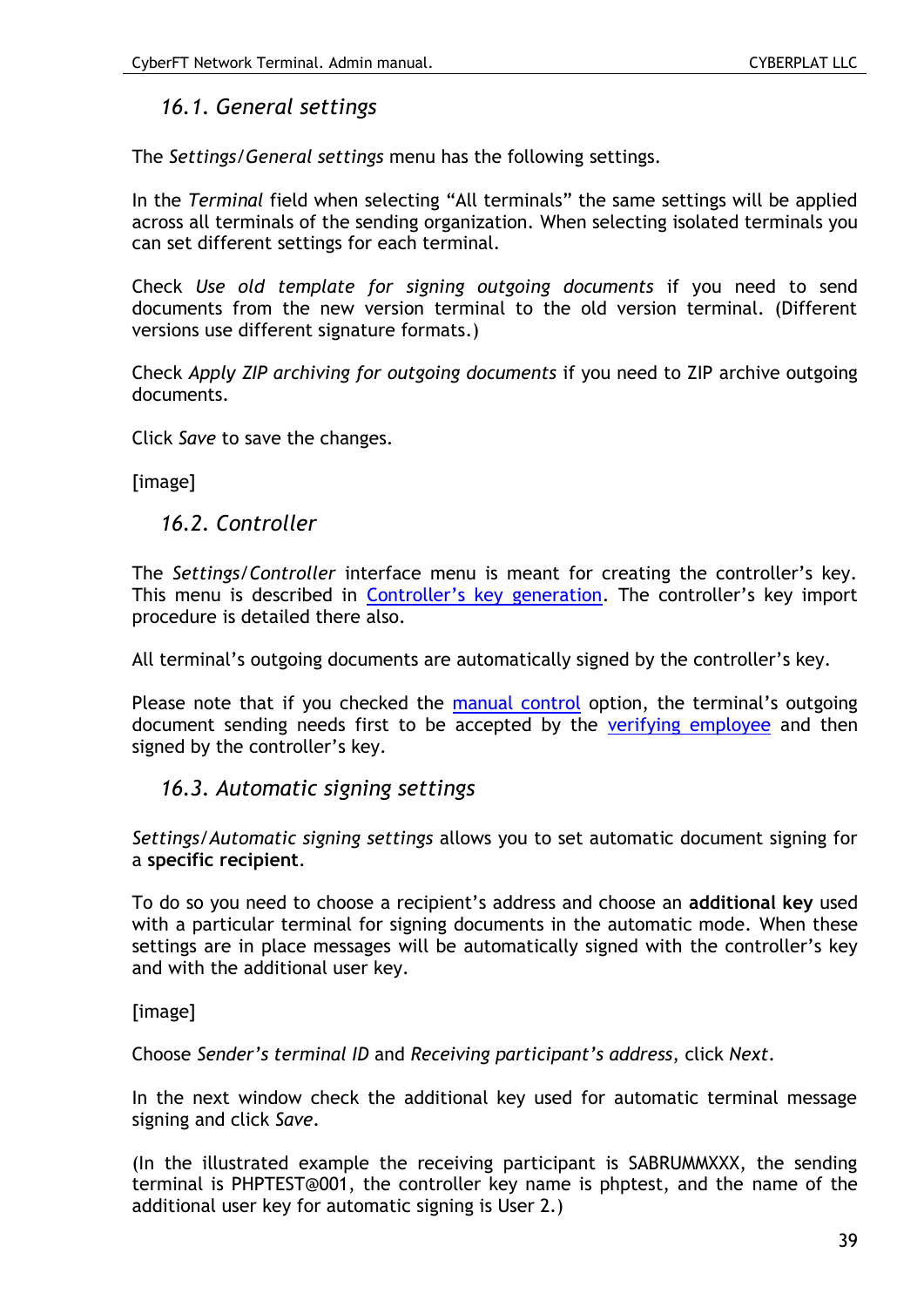## *16.1. General settings*

The *Settings/General settings* menu has the following settings.

In the *Terminal* field when selecting “All terminals” the same settings will be applied across all terminals of the sending organization. When selecting isolated terminals you can set different settings for each terminal.

Check *Use old template for signing outgoing documents* if you need to send documents from the new version terminal to the old version terminal. (Different versions use different signature formats.)

Check *Apply ZIP archiving for outgoing documents* if you need to ZIP archive outgoing documents.

Click *Save* to save the changes.

[image]

## *16.2. Controller*

The *Settings/Controller* interface menu is meant for creating the controller’s key. This menu is described in Controller’s key generation. The controller’s key import procedure is detailed there also.

All terminal’s outgoing documents are automatically signed by the controller’s key.

Please note that if you checked the manual control option, the terminal’s outgoing document sending needs first to be accepted by the verifying employee and then signed by the controller’s key.

## *16.3. Automatic signing settings*

*Settings/Automatic signing settings* allows you to set automatic document signing for a **specific recipient**.

To do so you need to choose a recipient’s address and choose an **additional key** used with a particular terminal for signing documents in the automatic mode. When these settings are in place messages will be automatically signed with the controller’s key and with the additional user key.

[image]

Choose *Sender’s terminal ID* and *Receiving participant’s address*, click *Next*.

In the next window check the additional key used for automatic terminal message signing and click *Save*.

(In the illustrated example the receiving participant is SABRUMMXXX, the sending terminal is PHPTEST@001, the controller key name is phptest, and the name of the additional user key for automatic signing is User 2.)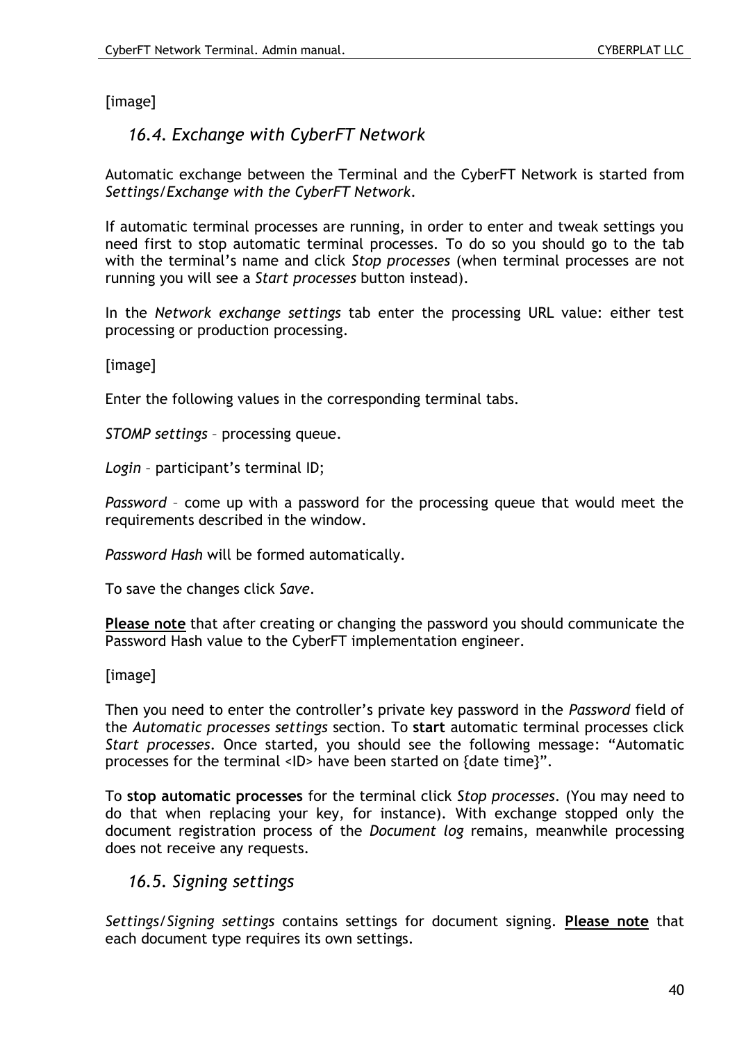[image]

## 16.4. Exchange with CyberFT Network

Automatic exchange between the Terminal and the CyberFT Network is started from *Settings/Exchange with the CyberFT Network*.

If automatic terminal processes are running, in order to enter and tweak settings you need first to stop automatic terminal processes. To do so you should go to the tab with the terminal's name and click *Stop processes* (when terminal processes are not running you will see a *Start processes* button instead).

In the *Network exchange settings* tab enter the processing URL value: either test processing or production processing.

[image]

Enter the following values in the corresponding terminal tabs.

*STOMP settings* – processing queue.

*Login* – participant's terminal ID;

*Password* – come up with a password for the processing queue that would meet the requirements described in the window.

*Password Hash* will be formed automatically.

To save the changes click *Save*.

**<u>Please note</u>** that after creating or changing the password you should communicate the Password Hash value to the CyberFT implementation engineer.

[image]

Then you need to enter the controller's private key password in the *Password* field of the *Automatic processes settings* section. To **start** automatic terminal processes click *Start processes*. Once started, you should see the following message: "Automatic processes for the terminal <ID> have been started on {date time}".

To **stop automatic processes** for the terminal click *Stop processes*. (You may need to do that when replacing your key, for instance). With exchange stopped only the document registration process of the *Document log* remains, meanwhile processing does not receive any requests.

## 16.5. Signing settings

*Settings/Signing settings* contains settings for document signing. **<u>Please note</u>** that each document type requires its own settings.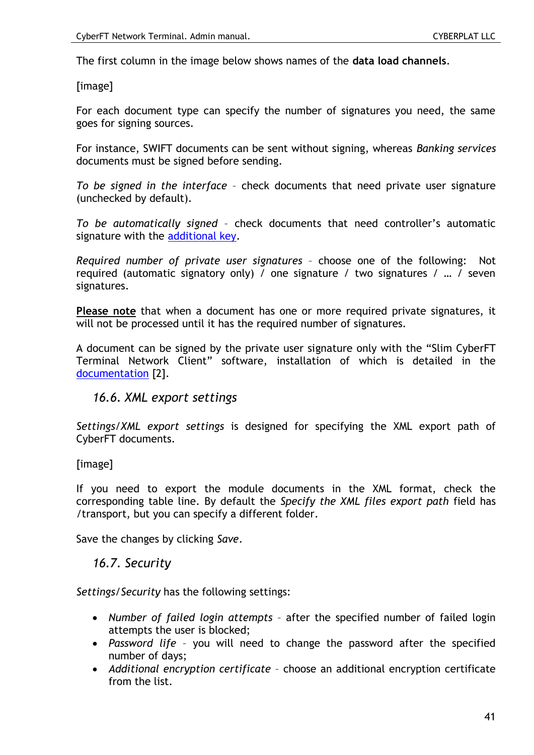The first column in the image below shows names of the **data load channels**.

[image]

For each document type can specify the number of signatures you need, the same goes for signing sources.

For instance, SWIFT documents can be sent without signing, whereas *Banking services* documents must be signed before sending.

*To be signed in the interface* – check documents that need private user signature (unchecked by default).

*To be automatically signed* – check documents that need controller's automatic signature with the additional key.

*Required number of private user signatures* – choose one of the following: Not required (automatic signatory only) / one signature / two signatures / … / seven signatures.

**Please note** that when a document has one or more required private signatures, it will not be processed until it has the required number of signatures.

A document can be signed by the private user signature only with the "Slim CyberFT Terminal Network Client" software, installation of which is detailed in the documentation [2].

## 16.6. XML export settings

*Settings/XML export settings* is designed for specifying the XML export path of CyberFT documents.

[image]

If you need to export the module documents in the XML format, check the corresponding table line. By default the *Specify the XML files export path* field has /transport, but you can specify a different folder.

Save the changes by clicking *Save*.

## 16.7. Security

*Settings/Security* has the following settings:

- *Number of failed login attempts* – after the specified number of failed login attempts the user is blocked;
- *Password life* – you will need to change the password after the specified number of days;
- *Additional encryption certificate* – choose an additional encryption certificate from the list.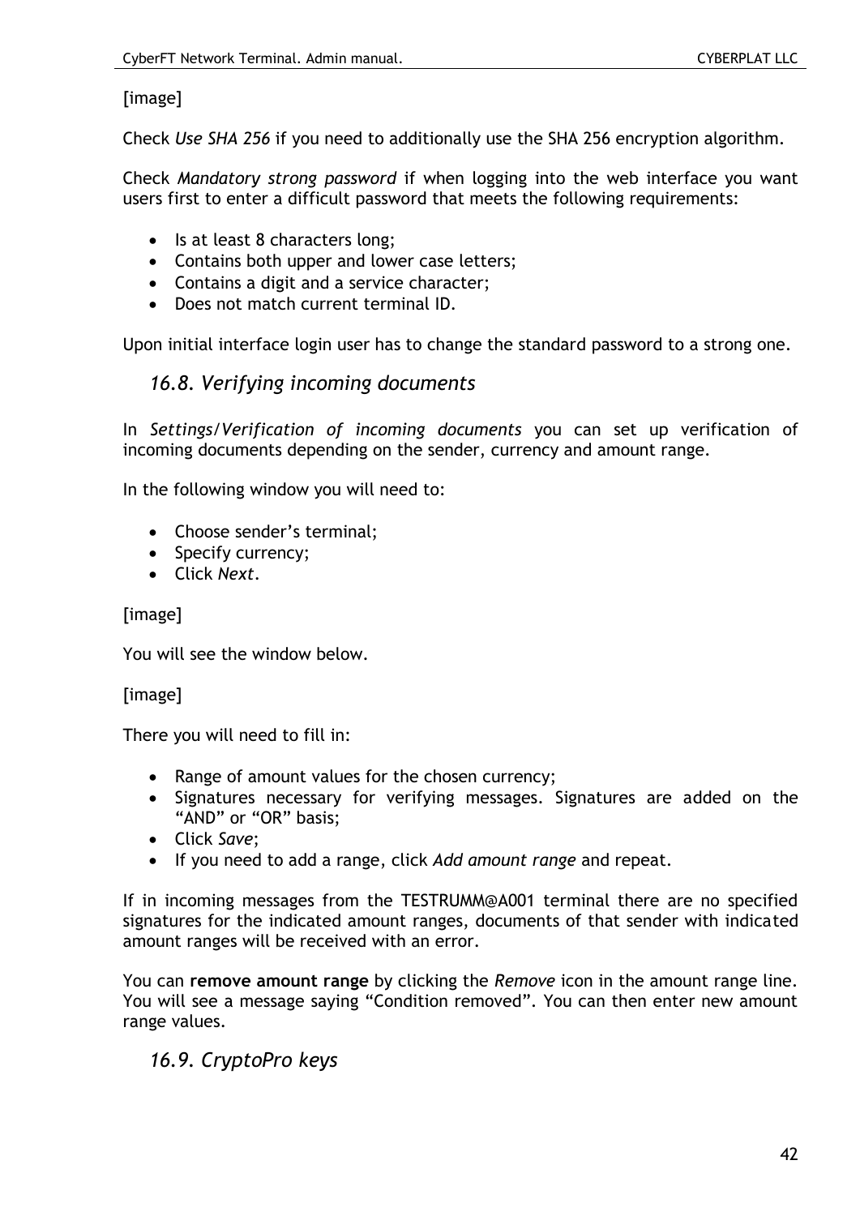[image]

Check *Use SHA 256* if you need to additionally use the SHA 256 encryption algorithm.

Check *Mandatory strong password* if when logging into the web interface you want users first to enter a difficult password that meets the following requirements:

- Is at least 8 characters long;
- Contains both upper and lower case letters;
- Contains a digit and a service character;
- Does not match current terminal ID.

Upon initial interface login user has to change the standard password to a strong one.

## *16.8. Verifying incoming documents*

In *Settings/Verification of incoming documents* you can set up verification of incoming documents depending on the sender, currency and amount range.

In the following window you will need to:

- Choose sender's terminal;
- Specify currency;
- Click *Next*.

[image]

You will see the window below.

[image]

There you will need to fill in:

- Range of amount values for the chosen currency;
- Signatures necessary for verifying messages. Signatures are added on the "AND" or "OR" basis;
- Click *Save*;
- If you need to add a range, click *Add amount range* and repeat.

If in incoming messages from the TESTRUMM@A001 terminal there are no specified signatures for the indicated amount ranges, documents of that sender with indicated amount ranges will be received with an error.

You can **remove amount range** by clicking the *Remove* icon in the amount range line. You will see a message saying "Condition removed". You can then enter new amount range values.

## *16.9. CryptoPro keys*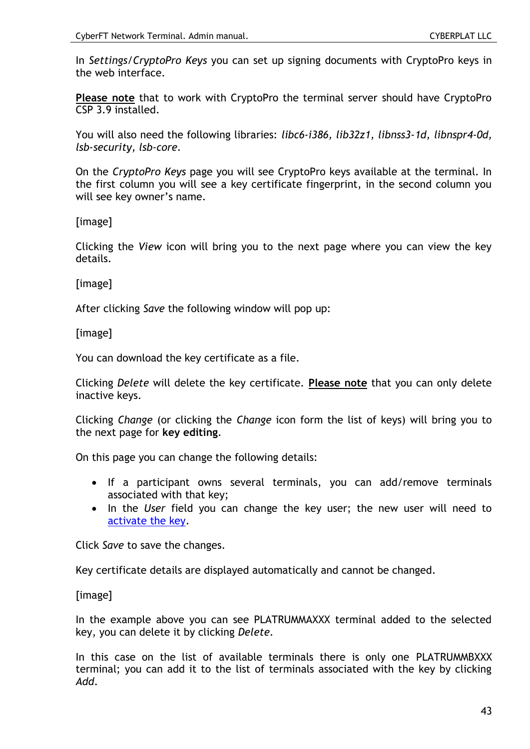In *Settings/CryptoPro Keys* you can set up signing documents with CryptoPro keys in the web interface.

**Please note** that to work with CryptoPro the terminal server should have CryptoPro CSP 3.9 installed.

You will also need the following libraries: *libc6-i386, lib32z1, libnss3-1d, libnspr4-0d, lsb-security, lsb-core*.

On the *CryptoPro Keys* page you will see CryptoPro keys available at the terminal. In the first column you will see a key certificate fingerprint, in the second column you will see key owner's name.

[image]

Clicking the *View* icon will bring you to the next page where you can view the key details.

[image]

After clicking *Save* the following window will pop up:

[image]

You can download the key certificate as a file.

Clicking *Delete* will delete the key certificate. **Please note** that you can only delete inactive keys.

Clicking *Change* (or clicking the *Change* icon form the list of keys) will bring you to the next page for **key editing**.

On this page you can change the following details:

- If a participant owns several terminals, you can add/remove terminals associated with that key;
- In the *User* field you can change the key user; the new user will need to activate the key.

Click *Save* to save the changes.

Key certificate details are displayed automatically and cannot be changed.

[image]

In the example above you can see PLATRUMMAXXX terminal added to the selected key, you can delete it by clicking *Delete*.

In this case on the list of available terminals there is only one PLATRUMMBXXX terminal; you can add it to the list of terminals associated with the key by clicking *Add*.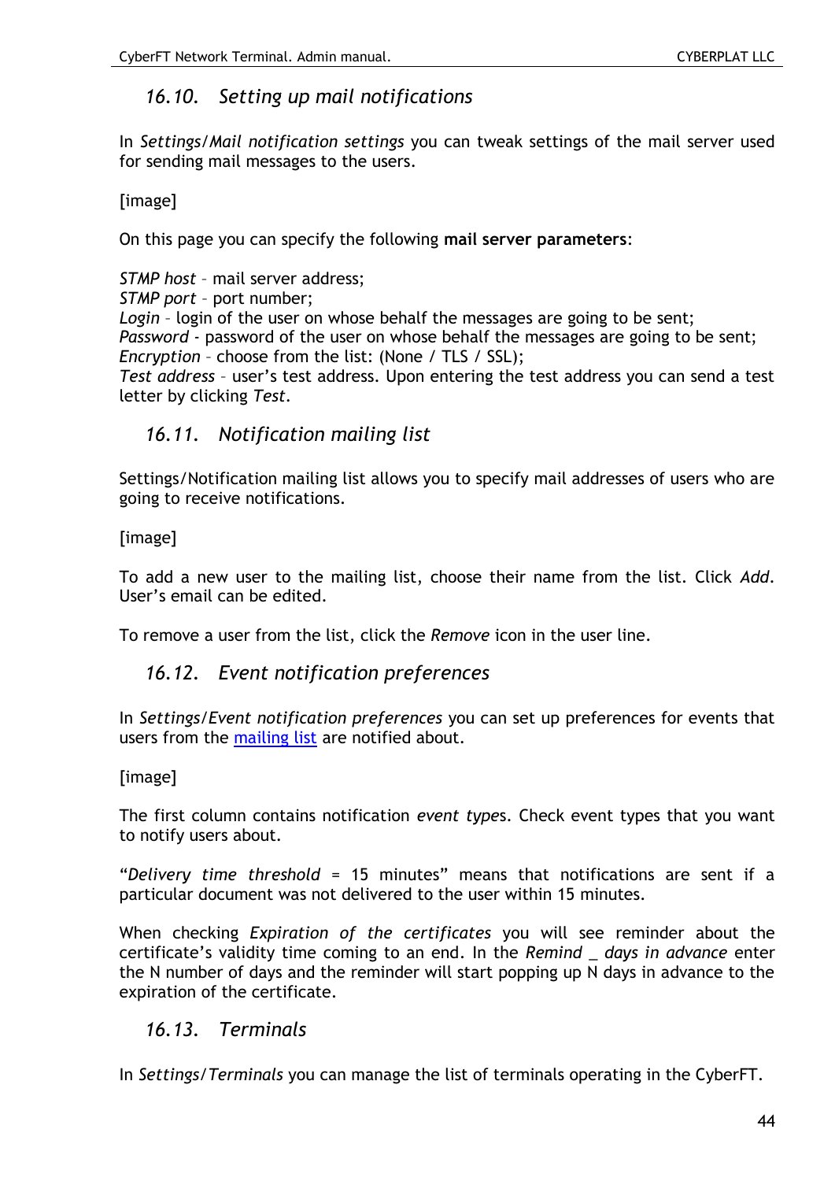## 16.10. Setting up mail notifications

In *Settings/Mail notification settings* you can tweak settings of the mail server used for sending mail messages to the users.

[image]

On this page you can specify the following **mail server parameters**:

*STMP host* – mail server address;
*STMP port* – port number;
*Login* – login of the user on whose behalf the messages are going to be sent;
*Password* - password of the user on whose behalf the messages are going to be sent;
*Encryption* – choose from the list: (None / TLS / SSL);
*Test address* – user's test address. Upon entering the test address you can send a test letter by clicking *Test*.

## 16.11. Notification mailing list

Settings/Notification mailing list allows you to specify mail addresses of users who are going to receive notifications.

[image]

To add a new user to the mailing list, choose their name from the list. Click *Add*. User's email can be edited.

To remove a user from the list, click the *Remove* icon in the user line.

## 16.12. Event notification preferences

In *Settings/Event notification preferences* you can set up preferences for events that users from the mailing list are notified about.

[image]

The first column contains notification *event types*. Check event types that you want to notify users about.

"*Delivery time threshold* = 15 minutes" means that notifications are sent if a particular document was not delivered to the user within 15 minutes.

When checking *Expiration of the certificates* you will see reminder about the certificate's validity time coming to an end. In the *Remind _ days in advance* enter the N number of days and the reminder will start popping up N days in advance to the expiration of the certificate.

## 16.13. Terminals

In *Settings/Terminals* you can manage the list of terminals operating in the CyberFT.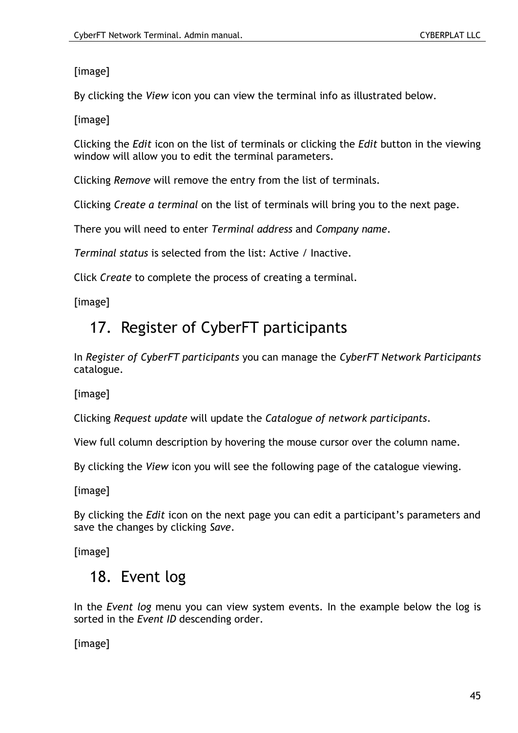[image]

By clicking the *View* icon you can view the terminal info as illustrated below.

[image]

Clicking the *Edit* icon on the list of terminals or clicking the *Edit* button in the viewing window will allow you to edit the terminal parameters.

Clicking *Remove* will remove the entry from the list of terminals.

Clicking *Create a terminal* on the list of terminals will bring you to the next page.

There you will need to enter *Terminal address* and *Company name*.

*Terminal status* is selected from the list: Active / Inactive.

Click *Create* to complete the process of creating a terminal.

[image]

## 17. Register of CyberFT participants

In *Register of CyberFT participants* you can manage the *CyberFT Network Participants* catalogue.

[image]

Clicking *Request update* will update the *Catalogue of network participants*.

View full column description by hovering the mouse cursor over the column name.

By clicking the *View* icon you will see the following page of the catalogue viewing.

[image]

By clicking the *Edit* icon on the next page you can edit a participant's parameters and save the changes by clicking *Save*.

[image]

## 18. Event log

In the *Event log* menu you can view system events. In the example below the log is sorted in the *Event ID* descending order.

[image]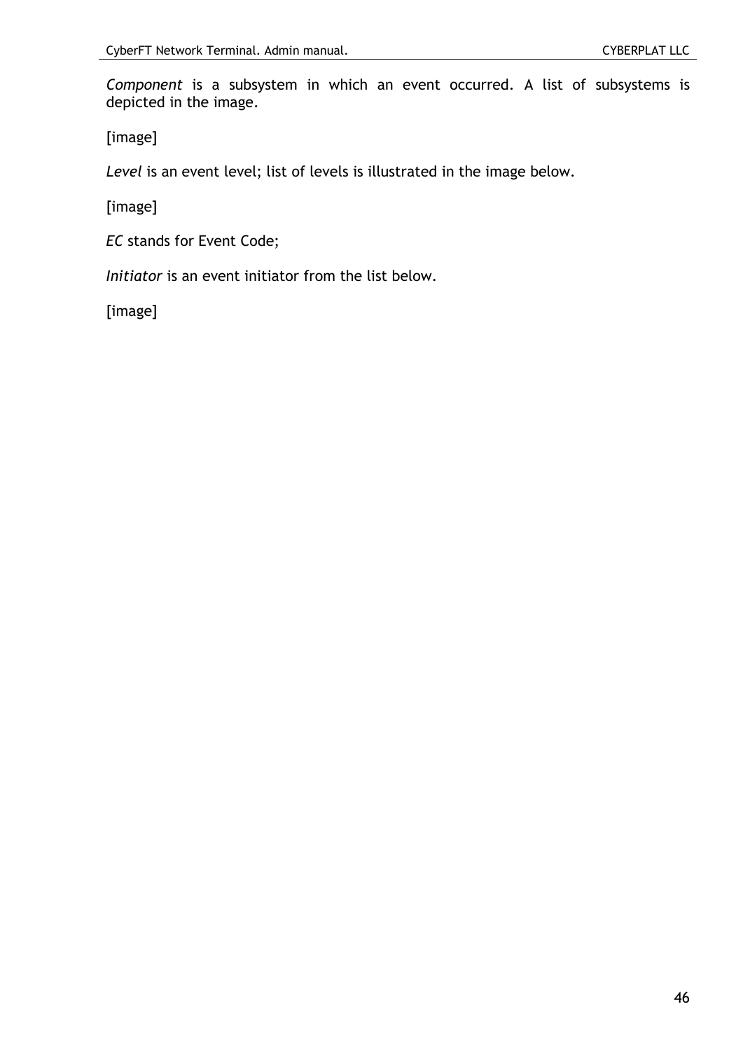*Component* is a subsystem in which an event occurred. A list of subsystems is depicted in the image.

[image]

*Level* is an event level; list of levels is illustrated in the image below.

[image]

*EC* stands for Event Code;

*Initiator* is an event initiator from the list below.

[image]